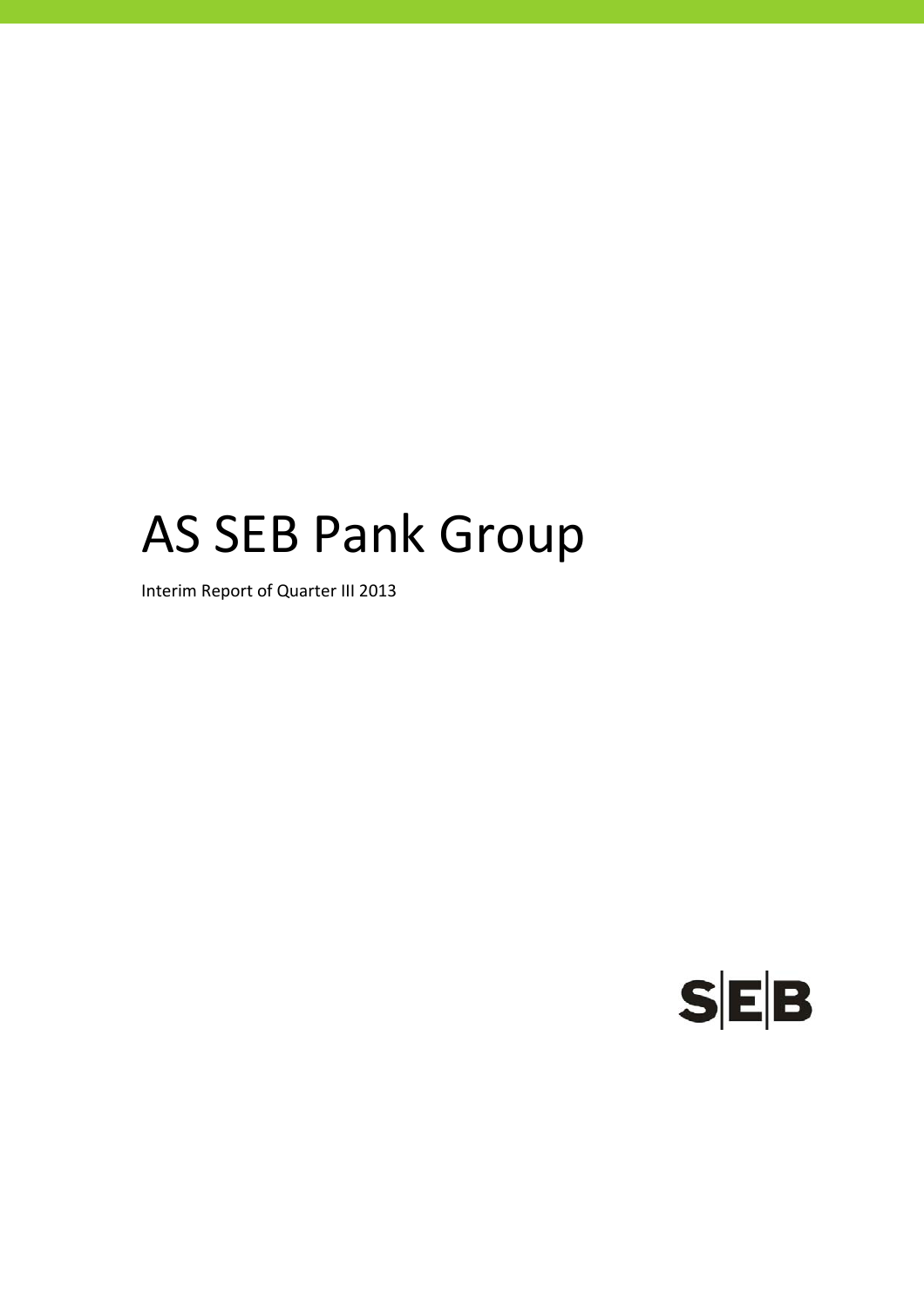# AS SEB Pank Group

Interim Report of Quarter III 2013

SEB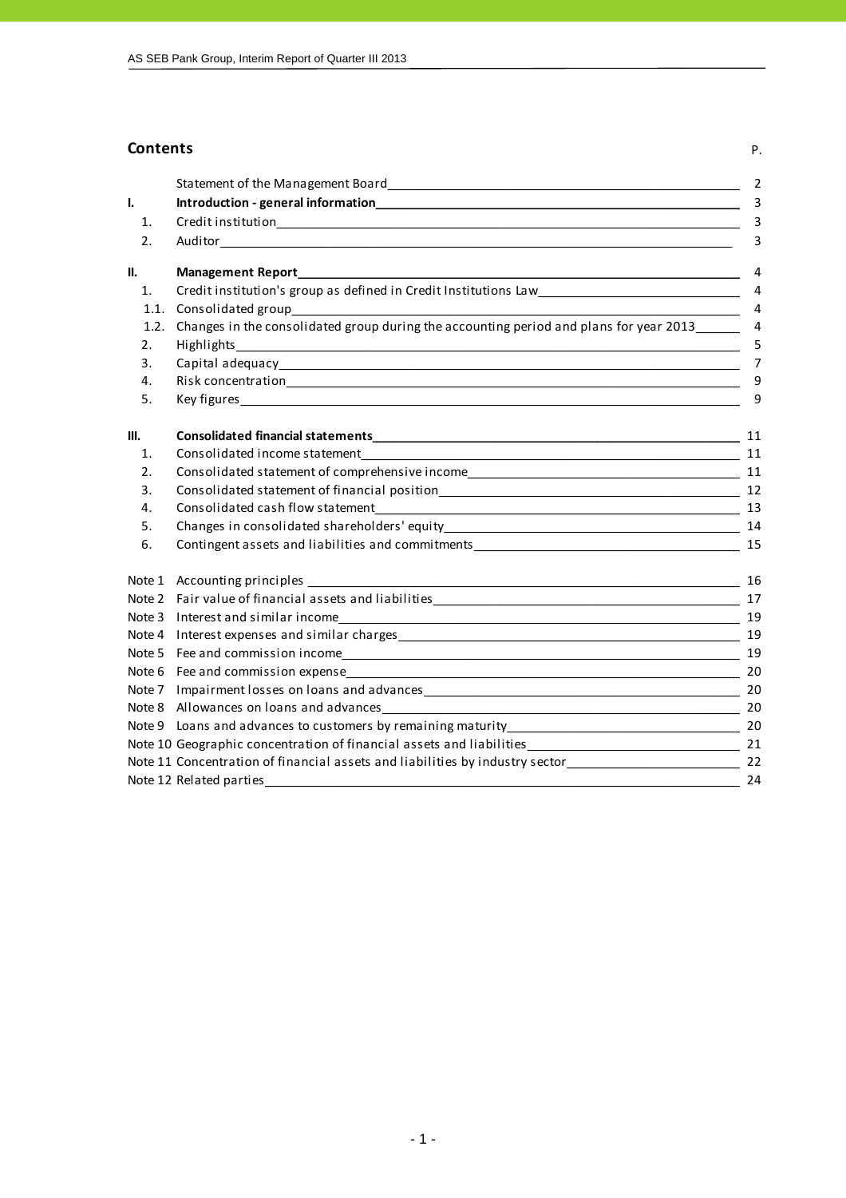## Contents

| | | P. |
|---|---|---|
| | Statement of the Management Board | 2 |
| **I.** | **Introduction - general information** | 3 |
| 1. | Credit institution | 3 |
| 2. | Auditor | 3 |
| **II.** | **Management Report** | 4 |
| 1. | Credit institution's group as defined in Credit Institutions Law | 4 |
| 1.1. | Consolidated group | 4 |
| 1.2. | Changes in the consolidated group during the accounting period and plans for year 2013 | 4 |
| 2. | Highlights | 5 |
| 3. | Capital adequacy | 7 |
| 4. | Risk concentration | 9 |
| 5. | Key figures | 9 |
| **III.** | **Consolidated financial statements** | 11 |
| 1. | Consolidated income statement | 11 |
| 2. | Consolidated statement of comprehensive income | 11 |
| 3. | Consolidated statement of financial position | 12 |
| 4. | Consolidated cash flow statement | 13 |
| 5. | Changes in consolidated shareholders' equity | 14 |
| 6. | Contingent assets and liabilities and commitments | 15 |
| Note 1 | Accounting principles | 16 |
| Note 2 | Fair value of financial assets and liabilities | 17 |
| Note 3 | Interest and similar income | 19 |
| Note 4 | Interest expenses and similar charges | 19 |
| Note 5 | Fee and commission income | 19 |
| Note 6 | Fee and commission expense | 20 |
| Note 7 | Impairment losses on loans and advances | 20 |
| Note 8 | Allowances on loans and advances | 20 |
| Note 9 | Loans and advances to customers by remaining maturity | 20 |
| Note 10 | Geographic concentration of financial assets and liabilities | 21 |
| Note 11 | Concentration of financial assets and liabilities by industry sector | 22 |
| Note 12 | Related parties | 24 |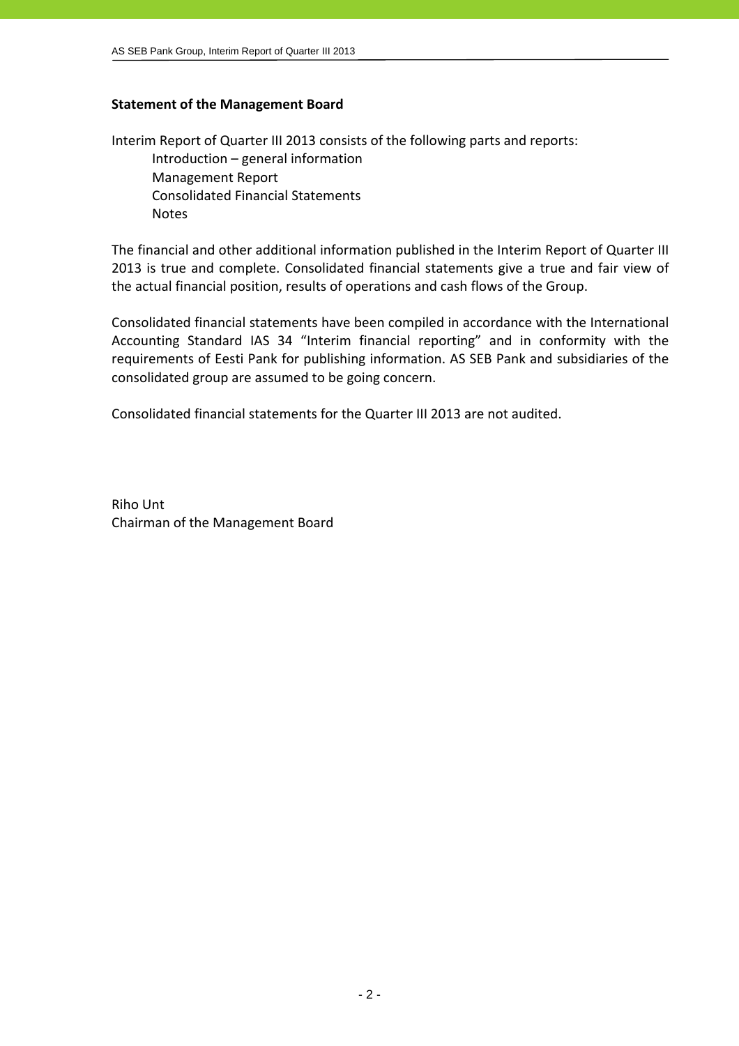## Statement of the Management Board

Interim Report of Quarter III 2013 consists of the following parts and reports:

- Introduction – general information
- Management Report
- Consolidated Financial Statements
- Notes

The financial and other additional information published in the Interim Report of Quarter III 2013 is true and complete. Consolidated financial statements give a true and fair view of the actual financial position, results of operations and cash flows of the Group.

Consolidated financial statements have been compiled in accordance with the International Accounting Standard IAS 34 "Interim financial reporting" and in conformity with the requirements of Eesti Pank for publishing information. AS SEB Pank and subsidiaries of the consolidated group are assumed to be going concern.

Consolidated financial statements for the Quarter III 2013 are not audited.

Riho Unt
Chairman of the Management Board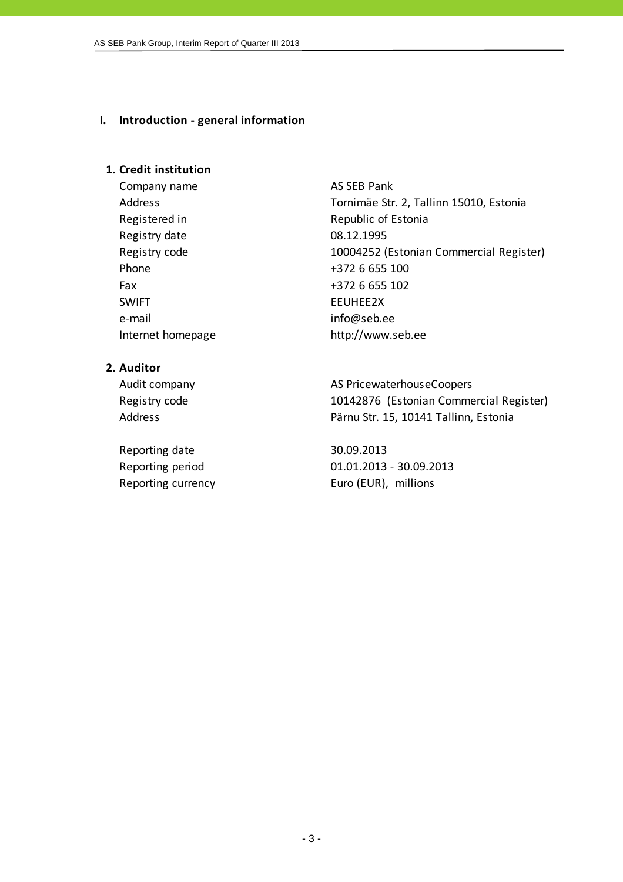# I. Introduction - general information

## 1. Credit institution

| | |
|---|---|
| Company name | AS SEB Pank |
| Address | Tornimäe Str. 2, Tallinn 15010, Estonia |
| Registered in | Republic of Estonia |
| Registry date | 08.12.1995 |
| Registry code | 10004252 (Estonian Commercial Register) |
| Phone | +372 6 655 100 |
| Fax | +372 6 655 102 |
| SWIFT | EEUHEE2X |
| e-mail | info@seb.ee |
| Internet homepage | http://www.seb.ee |

## 2. Auditor

| | |
|---|---|
| Audit company | AS PricewaterhouseCoopers |
| Registry code | 10142876 (Estonian Commercial Register) |
| Address | Pärnu Str. 15, 10141 Tallinn, Estonia |

| | |
|---|---|
| Reporting date | 30.09.2013 |
| Reporting period | 01.01.2013 - 30.09.2013 |
| Reporting currency | Euro (EUR), millions |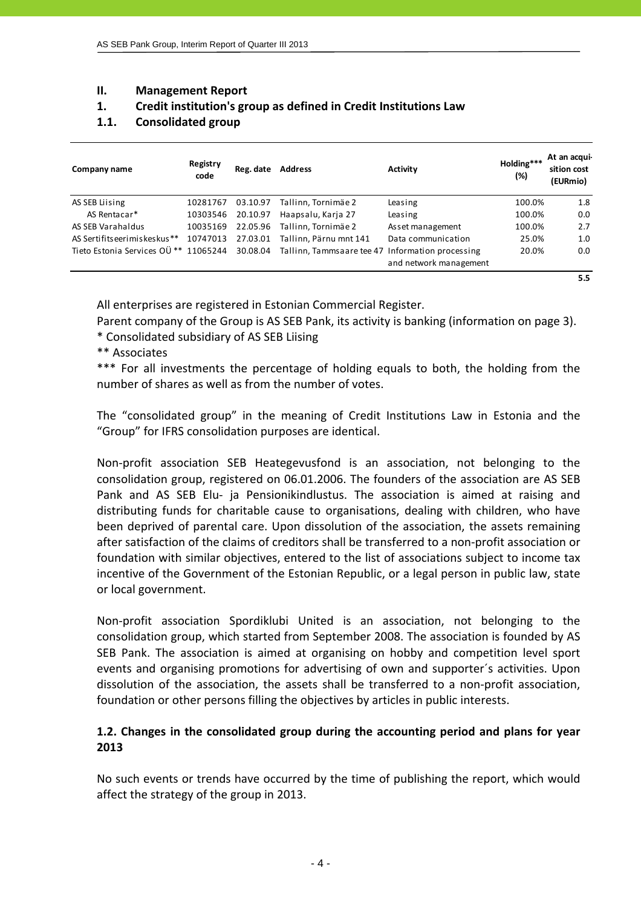## II. Management Report

### 1. Credit institution's group as defined in Credit Institutions Law

### 1.1. Consolidated group

| Company name | Registry code | Reg. date | Address | Activity | Holding*** (%) | At an acquisition cost (EURmio) |
|---|---|---|---|---|---|---|
| AS SEB Liising | 10281767 | 03.10.97 | Tallinn, Tornimäe 2 | Leasing | 100.0% | 1.8 |
| AS Rentacar* | 10303546 | 20.10.97 | Haapsalu, Karja 27 | Leasing | 100.0% | 0.0 |
| AS SEB Varahaldus | 10035169 | 22.05.96 | Tallinn, Tornimäe 2 | Asset management | 100.0% | 2.7 |
| AS Sertifitseerimiskeskus** | 10747013 | 27.03.01 | Tallinn, Pärnu mnt 141 | Data communication | 25.0% | 1.0 |
| Tieto Estonia Services OÜ ** | 11065244 | 30.08.04 | Tallinn, Tammsaare tee 47 | Information processing and network management | 20.0% | 0.0 |
| | | | | | | 5.5 |

All enterprises are registered in Estonian Commercial Register.

Parent company of the Group is AS SEB Pank, its activity is banking (information on page 3).

\* Consolidated subsidiary of AS SEB Liising

\** Associates

\*** For all investments the percentage of holding equals to both, the holding from the number of shares as well as from the number of votes.

The "consolidated group" in the meaning of Credit Institutions Law in Estonia and the "Group" for IFRS consolidation purposes are identical.

Non-profit association SEB Heategevusfond is an association, not belonging to the consolidation group, registered on 06.01.2006. The founders of the association are AS SEB Pank and AS SEB Elu- ja Pensionikindlustus. The association is aimed at raising and distributing funds for charitable cause to organisations, dealing with children, who have been deprived of parental care. Upon dissolution of the association, the assets remaining after satisfaction of the claims of creditors shall be transferred to a non-profit association or foundation with similar objectives, entered to the list of associations subject to income tax incentive of the Government of the Estonian Republic, or a legal person in public law, state or local government.

Non-profit association Spordiklubi United is an association, not belonging to the consolidation group, which started from September 2008. The association is founded by AS SEB Pank. The association is aimed at organising on hobby and competition level sport events and organising promotions for advertising of own and supporter´s activities. Upon dissolution of the association, the assets shall be transferred to a non-profit association, foundation or other persons filling the objectives by articles in public interests.

### 1.2. Changes in the consolidated group during the accounting period and plans for year 2013

No such events or trends have occurred by the time of publishing the report, which would affect the strategy of the group in 2013.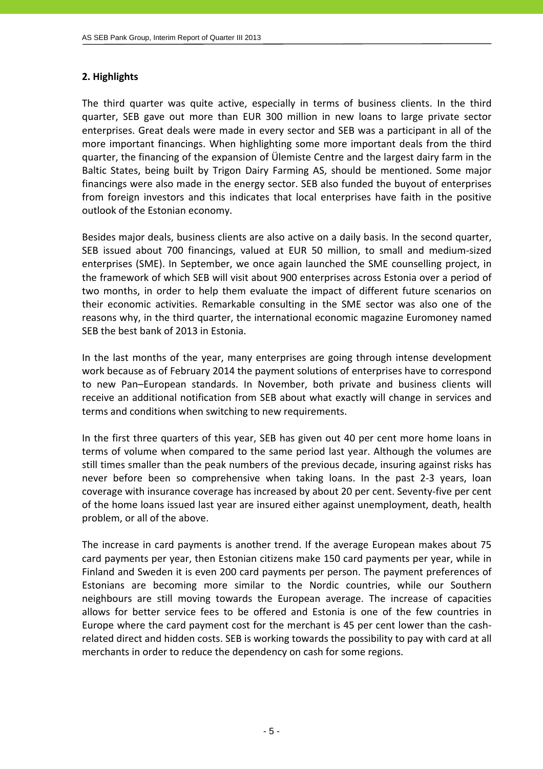## 2. Highlights

The third quarter was quite active, especially in terms of business clients. In the third quarter, SEB gave out more than EUR 300 million in new loans to large private sector enterprises. Great deals were made in every sector and SEB was a participant in all of the more important financings. When highlighting some more important deals from the third quarter, the financing of the expansion of Ülemiste Centre and the largest dairy farm in the Baltic States, being built by Trigon Dairy Farming AS, should be mentioned. Some major financings were also made in the energy sector. SEB also funded the buyout of enterprises from foreign investors and this indicates that local enterprises have faith in the positive outlook of the Estonian economy.

Besides major deals, business clients are also active on a daily basis. In the second quarter, SEB issued about 700 financings, valued at EUR 50 million, to small and medium-sized enterprises (SME). In September, we once again launched the SME counselling project, in the framework of which SEB will visit about 900 enterprises across Estonia over a period of two months, in order to help them evaluate the impact of different future scenarios on their economic activities. Remarkable consulting in the SME sector was also one of the reasons why, in the third quarter, the international economic magazine Euromoney named SEB the best bank of 2013 in Estonia.

In the last months of the year, many enterprises are going through intense development work because as of February 2014 the payment solutions of enterprises have to correspond to new Pan–European standards. In November, both private and business clients will receive an additional notification from SEB about what exactly will change in services and terms and conditions when switching to new requirements.

In the first three quarters of this year, SEB has given out 40 per cent more home loans in terms of volume when compared to the same period last year. Although the volumes are still times smaller than the peak numbers of the previous decade, insuring against risks has never before been so comprehensive when taking loans. In the past 2-3 years, loan coverage with insurance coverage has increased by about 20 per cent. Seventy-five per cent of the home loans issued last year are insured either against unemployment, death, health problem, or all of the above.

The increase in card payments is another trend. If the average European makes about 75 card payments per year, then Estonian citizens make 150 card payments per year, while in Finland and Sweden it is even 200 card payments per person. The payment preferences of Estonians are becoming more similar to the Nordic countries, while our Southern neighbours are still moving towards the European average. The increase of capacities allows for better service fees to be offered and Estonia is one of the few countries in Europe where the card payment cost for the merchant is 45 per cent lower than the cash-related direct and hidden costs. SEB is working towards the possibility to pay with card at all merchants in order to reduce the dependency on cash for some regions.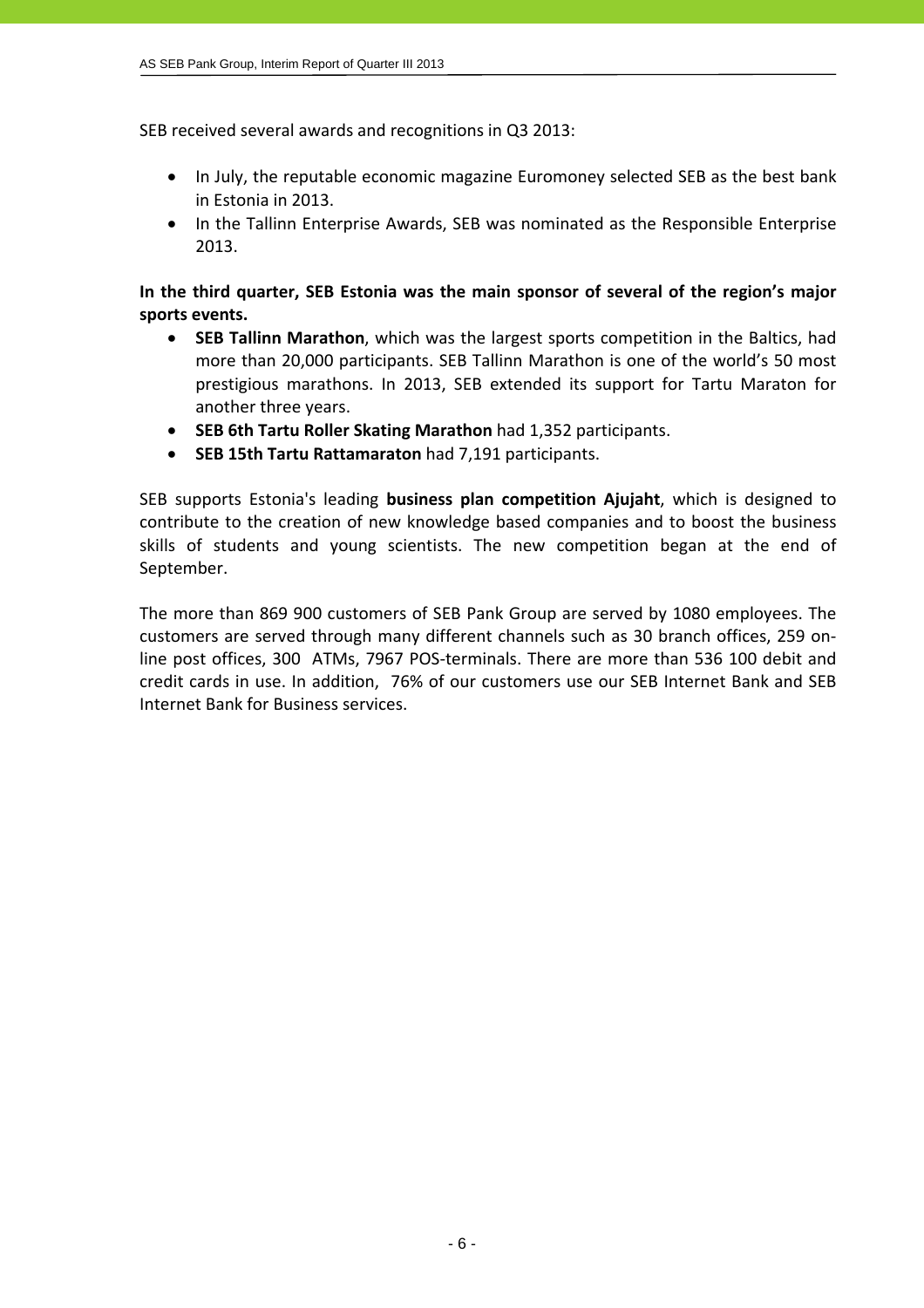SEB received several awards and recognitions in Q3 2013:

- In July, the reputable economic magazine Euromoney selected SEB as the best bank in Estonia in 2013.
- In the Tallinn Enterprise Awards, SEB was nominated as the Responsible Enterprise 2013.

**In the third quarter, SEB Estonia was the main sponsor of several of the region's major sports events.**

- **SEB Tallinn Marathon**, which was the largest sports competition in the Baltics, had more than 20,000 participants. SEB Tallinn Marathon is one of the world's 50 most prestigious marathons. In 2013, SEB extended its support for Tartu Maraton for another three years.
- **SEB 6th Tartu Roller Skating Marathon** had 1,352 participants.
- **SEB 15th Tartu Rattamaraton** had 7,191 participants.

SEB supports Estonia's leading **business plan competition Ajujaht**, which is designed to contribute to the creation of new knowledge based companies and to boost the business skills of students and young scientists. The new competition began at the end of September.

The more than 869 900 customers of SEB Pank Group are served by 1080 employees. The customers are served through many different channels such as 30 branch offices, 259 on-line post offices, 300 ATMs, 7967 POS-terminals. There are more than 536 100 debit and credit cards in use. In addition, 76% of our customers use our SEB Internet Bank and SEB Internet Bank for Business services.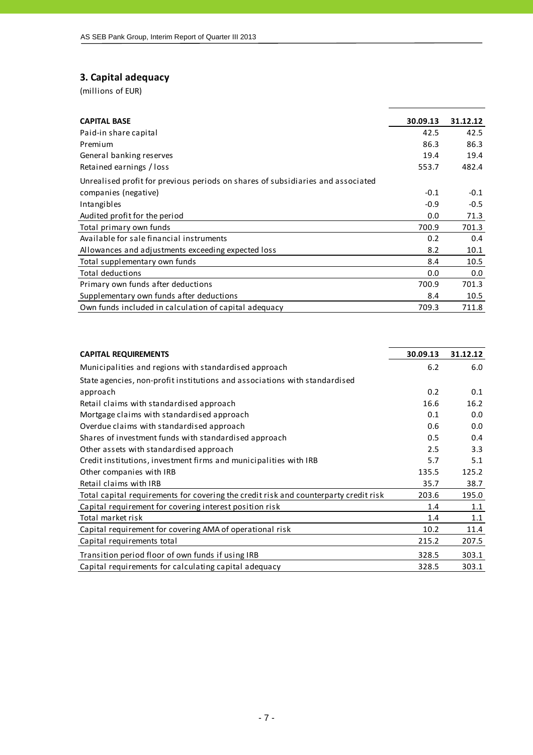## 3. Capital adequacy

(millions of EUR)

| CAPITAL BASE | 30.09.13 | 31.12.12 |
| --- | --- | --- |
| Paid-in share capital | 42.5 | 42.5 |
| Premium | 86.3 | 86.3 |
| General banking reserves | 19.4 | 19.4 |
| Retained earnings / loss | 553.7 | 482.4 |
| Unrealised profit for previous periods on shares of subsidiaries and associated companies (negative) | -0.1 | -0.1 |
| Intangibles | -0.9 | -0.5 |
| Audited profit for the period | 0.0 | 71.3 |
| Total primary own funds | 700.9 | 701.3 |
| Available for sale financial instruments | 0.2 | 0.4 |
| Allowances and adjustments exceeding expected loss | 8.2 | 10.1 |
| Total supplementary own funds | 8.4 | 10.5 |
| Total deductions | 0.0 | 0.0 |
| Primary own funds after deductions | 700.9 | 701.3 |
| Supplementary own funds after deductions | 8.4 | 10.5 |
| Own funds included in calculation of capital adequacy | 709.3 | 711.8 |

| CAPITAL REQUIREMENTS | 30.09.13 | 31.12.12 |
| --- | --- | --- |
| Municipalities and regions with standardised approach | 6.2 | 6.0 |
| State agencies, non-profit institutions and associations with standardised approach | 0.2 | 0.1 |
| Retail claims with standardised approach | 16.6 | 16.2 |
| Mortgage claims with standardised approach | 0.1 | 0.0 |
| Overdue claims with standardised approach | 0.6 | 0.0 |
| Shares of investment funds with standardised approach | 0.5 | 0.4 |
| Other assets with standardised approach | 2.5 | 3.3 |
| Credit institutions, investment firms and municipalities with IRB | 5.7 | 5.1 |
| Other companies with IRB | 135.5 | 125.2 |
| Retail claims with IRB | 35.7 | 38.7 |
| Total capital requirements for covering the credit risk and counterparty credit risk | 203.6 | 195.0 |
| Capital requirement for covering interest position risk | 1.4 | 1.1 |
| Total market risk | 1.4 | 1.1 |
| Capital requirement for covering AMA of operational risk | 10.2 | 11.4 |
| Capital requirements total | 215.2 | 207.5 |
| Transition period floor of own funds if using IRB | 328.5 | 303.1 |
| Capital requirements for calculating capital adequacy | 328.5 | 303.1 |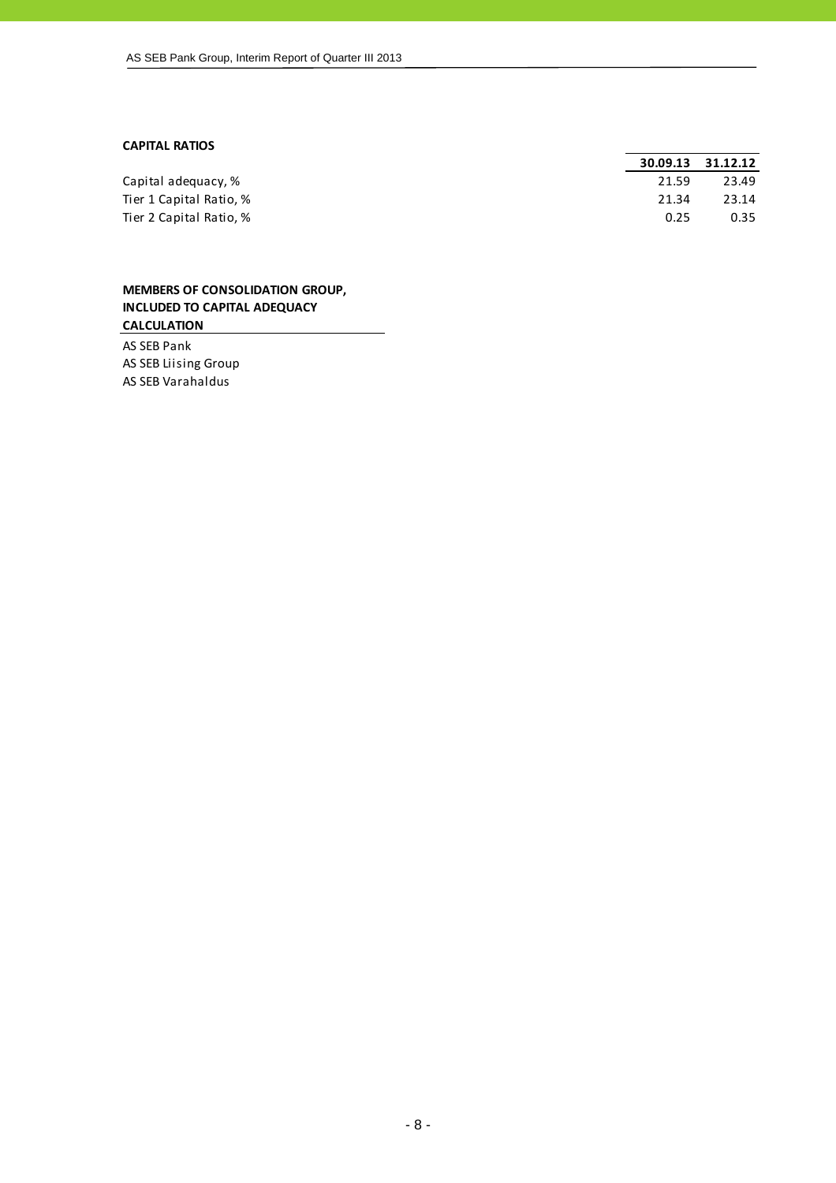**CAPITAL RATIOS**

| | 30.09.13 | 31.12.12 |
|---|---|---|
| Capital adequacy, % | 21.59 | 23.49 |
| Tier 1 Capital Ratio, % | 21.34 | 23.14 |
| Tier 2 Capital Ratio, % | 0.25 | 0.35 |

**MEMBERS OF CONSOLIDATION GROUP, INCLUDED TO CAPITAL ADEQUACY CALCULATION**

AS SEB Pank
AS SEB Liising Group
AS SEB Varahaldus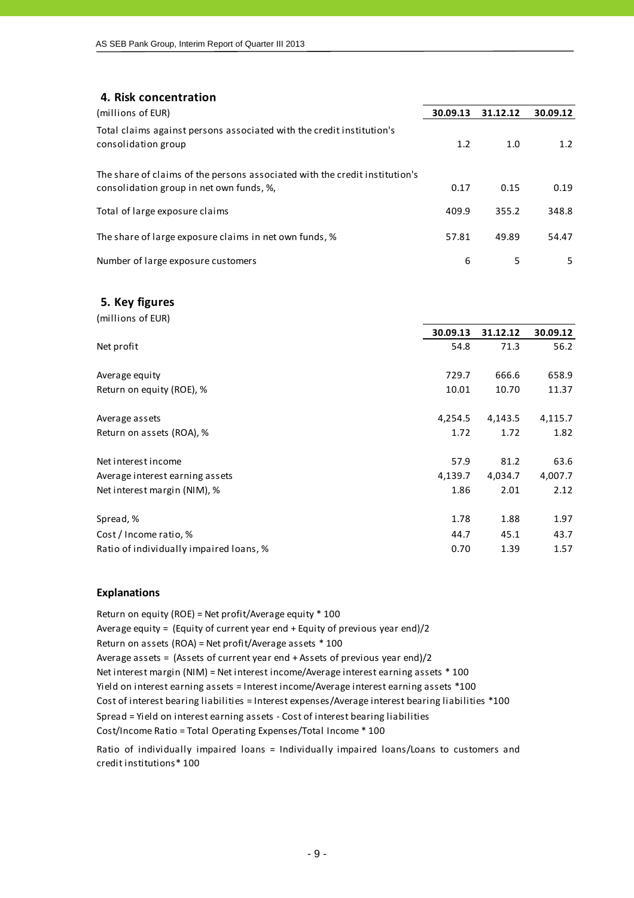## 4. Risk concentration

| (millions of EUR) | 30.09.13 | 31.12.12 | 30.09.12 |
|---|---|---|---|
| Total claims against persons associated with the credit institution's consolidation group | 1.2 | 1.0 | 1.2 |
| The share of claims of the persons associated with the credit institution's consolidation group in net own funds, %, | 0.17 | 0.15 | 0.19 |
| Total of large exposure claims | 409.9 | 355.2 | 348.8 |
| The share of large exposure claims in net own funds, % | 57.81 | 49.89 | 54.47 |
| Number of large exposure customers | 6 | 5 | 5 |

## 5. Key figures

(millions of EUR)

| | 30.09.13 | 31.12.12 | 30.09.12 |
|---|---|---|---|
| Net profit | 54.8 | 71.3 | 56.2 |
| Average equity | 729.7 | 666.6 | 658.9 |
| Return on equity (ROE), % | 10.01 | 10.70 | 11.37 |
| Average assets | 4,254.5 | 4,143.5 | 4,115.7 |
| Return on assets (ROA), % | 1.72 | 1.72 | 1.82 |
| Net interest income | 57.9 | 81.2 | 63.6 |
| Average interest earning assets | 4,139.7 | 4,034.7 | 4,007.7 |
| Net interest margin (NIM), % | 1.86 | 2.01 | 2.12 |
| Spread, % | 1.78 | 1.88 | 1.97 |
| Cost / Income ratio, % | 44.7 | 45.1 | 43.7 |
| Ratio of individually impaired loans, % | 0.70 | 1.39 | 1.57 |

### Explanations

Return on equity (ROE) = Net profit/Average equity * 100
Average equity = (Equity of current year end + Equity of previous year end)/2
Return on assets (ROA) = Net profit/Average assets * 100
Average assets = (Assets of current year end + Assets of previous year end)/2
Net interest margin (NIM) = Net interest income/Average interest earning assets * 100
Yield on interest earning assets = Interest income/Average interest earning assets *100
Cost of interest bearing liabilities = Interest expenses/Average interest bearing liabilities *100
Spread = Yield on interest earning assets - Cost of interest bearing liabilities
Cost/Income Ratio = Total Operating Expenses/Total Income * 100

Ratio of individually impaired loans = Individually impaired loans/Loans to customers and credit institutions* 100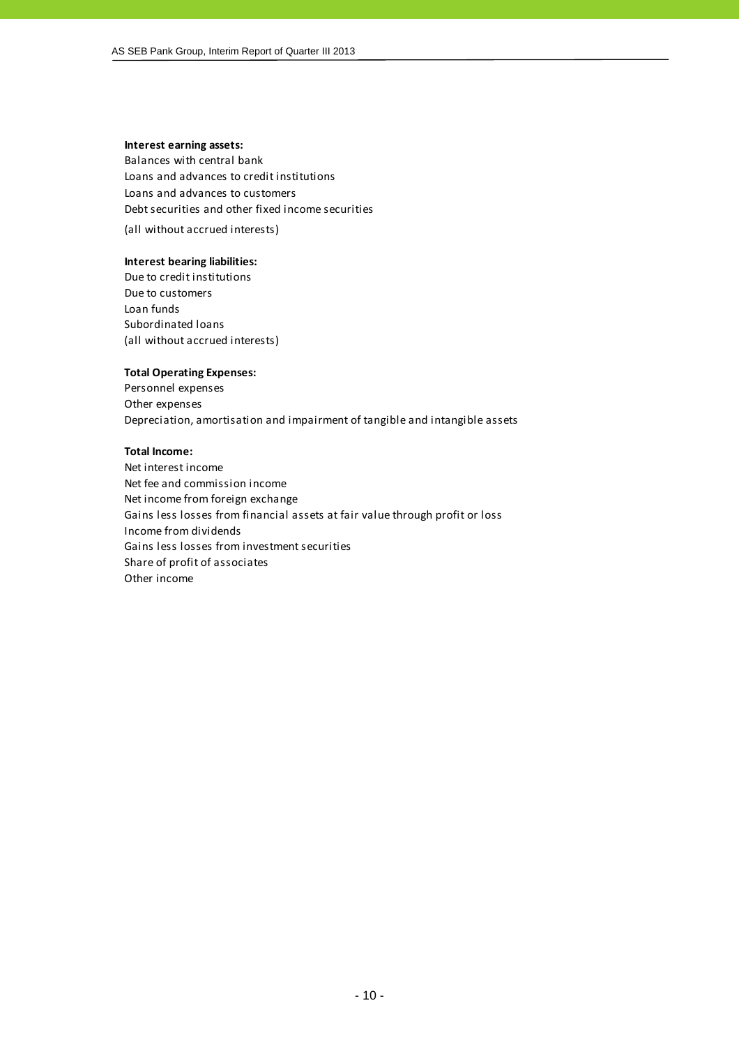**Interest earning assets:**

Balances with central bank
Loans and advances to credit institutions
Loans and advances to customers
Debt securities and other fixed income securities
(all without accrued interests)

**Interest bearing liabilities:**

Due to credit institutions
Due to customers
Loan funds
Subordinated loans
(all without accrued interests)

**Total Operating Expenses:**

Personnel expenses
Other expenses
Depreciation, amortisation and impairment of tangible and intangible assets

**Total Income:**

Net interest income
Net fee and commission income
Net income from foreign exchange
Gains less losses from financial assets at fair value through profit or loss
Income from dividends
Gains less losses from investment securities
Share of profit of associates
Other income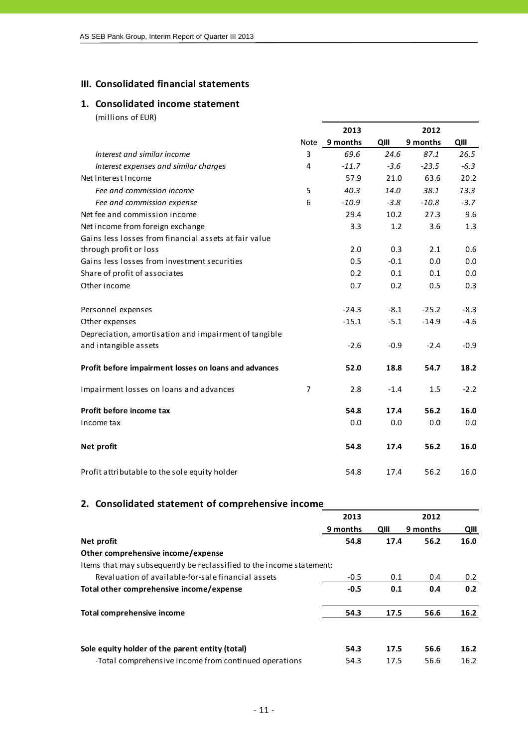## III. Consolidated financial statements

### 1. Consolidated income statement

(millions of EUR)

| | Note | 2013 9 months | 2013 QIII | 2012 9 months | 2012 QIII |
|---|---|---|---|---|---|
| *Interest and similar income* | 3 | *69.6* | *24.6* | *87.1* | *26.5* |
| *Interest expenses and similar charges* | 4 | *-11.7* | *-3.6* | *-23.5* | *-6.3* |
| Net Interest Income | | 57.9 | 21.0 | 63.6 | 20.2 |
| *Fee and commission income* | 5 | *40.3* | *14.0* | *38.1* | *13.3* |
| *Fee and commission expense* | 6 | *-10.9* | *-3.8* | *-10.8* | *-3.7* |
| Net fee and commission income | | 29.4 | 10.2 | 27.3 | 9.6 |
| Net income from foreign exchange | | 3.3 | 1.2 | 3.6 | 1.3 |
| Gains less losses from financial assets at fair value through profit or loss | | 2.0 | 0.3 | 2.1 | 0.6 |
| Gains less losses from investment securities | | 0.5 | -0.1 | 0.0 | 0.0 |
| Share of profit of associates | | 0.2 | 0.1 | 0.1 | 0.0 |
| Other income | | 0.7 | 0.2 | 0.5 | 0.3 |
| Personnel expenses | | -24.3 | -8.1 | -25.2 | -8.3 |
| Other expenses | | -15.1 | -5.1 | -14.9 | -4.6 |
| Depreciation, amortisation and impairment of tangible and intangible assets | | -2.6 | -0.9 | -2.4 | -0.9 |
| **Profit before impairment losses on loans and advances** | | **52.0** | **18.8** | **54.7** | **18.2** |
| Impairment losses on loans and advances | 7 | 2.8 | -1.4 | 1.5 | -2.2 |
| **Profit before income tax** | | **54.8** | **17.4** | **56.2** | **16.0** |
| Income tax | | 0.0 | 0.0 | 0.0 | 0.0 |
| **Net profit** | | **54.8** | **17.4** | **56.2** | **16.0** |
| Profit attributable to the sole equity holder | | 54.8 | 17.4 | 56.2 | 16.0 |

### 2. Consolidated statement of comprehensive income

| | 2013 9 months | 2013 QIII | 2012 9 months | 2012 QIII |
|---|---|---|---|---|
| **Net profit** | **54.8** | **17.4** | **56.2** | **16.0** |
| **Other comprehensive income/expense** | | | | |
| Items that may subsequently be reclassified to the income statement: | | | | |
| Revaluation of available-for-sale financial assets | -0.5 | 0.1 | 0.4 | 0.2 |
| **Total other comprehensive income/expense** | **-0.5** | **0.1** | **0.4** | **0.2** |
| **Total comprehensive income** | **54.3** | **17.5** | **56.6** | **16.2** |
| **Sole equity holder of the parent entity (total)** | **54.3** | **17.5** | **56.6** | **16.2** |
| -Total comprehensive income from continued operations | 54.3 | 17.5 | 56.6 | 16.2 |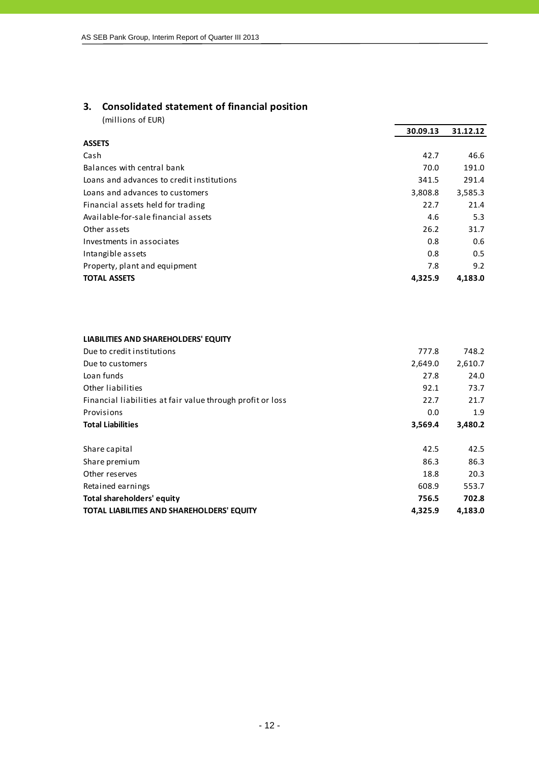## 3. Consolidated statement of financial position

(millions of EUR)

| | 30.09.13 | 31.12.12 |
|---|---|---|
| **ASSETS** | | |
| Cash | 42.7 | 46.6 |
| Balances with central bank | 70.0 | 191.0 |
| Loans and advances to credit institutions | 341.5 | 291.4 |
| Loans and advances to customers | 3,808.8 | 3,585.3 |
| Financial assets held for trading | 22.7 | 21.4 |
| Available-for-sale financial assets | 4.6 | 5.3 |
| Other assets | 26.2 | 31.7 |
| Investments in associates | 0.8 | 0.6 |
| Intangible assets | 0.8 | 0.5 |
| Property, plant and equipment | 7.8 | 9.2 |
| **TOTAL ASSETS** | **4,325.9** | **4,183.0** |

| | 30.09.13 | 31.12.12 |
|---|---|---|
| **LIABILITIES AND SHAREHOLDERS' EQUITY** | | |
| Due to credit institutions | 777.8 | 748.2 |
| Due to customers | 2,649.0 | 2,610.7 |
| Loan funds | 27.8 | 24.0 |
| Other liabilities | 92.1 | 73.7 |
| Financial liabilities at fair value through profit or loss | 22.7 | 21.7 |
| Provisions | 0.0 | 1.9 |
| **Total Liabilities** | **3,569.4** | **3,480.2** |
| | | |
| Share capital | 42.5 | 42.5 |
| Share premium | 86.3 | 86.3 |
| Other reserves | 18.8 | 20.3 |
| Retained earnings | 608.9 | 553.7 |
| **Total shareholders' equity** | **756.5** | **702.8** |
| **TOTAL LIABILITIES AND SHAREHOLDERS' EQUITY** | **4,325.9** | **4,183.0** |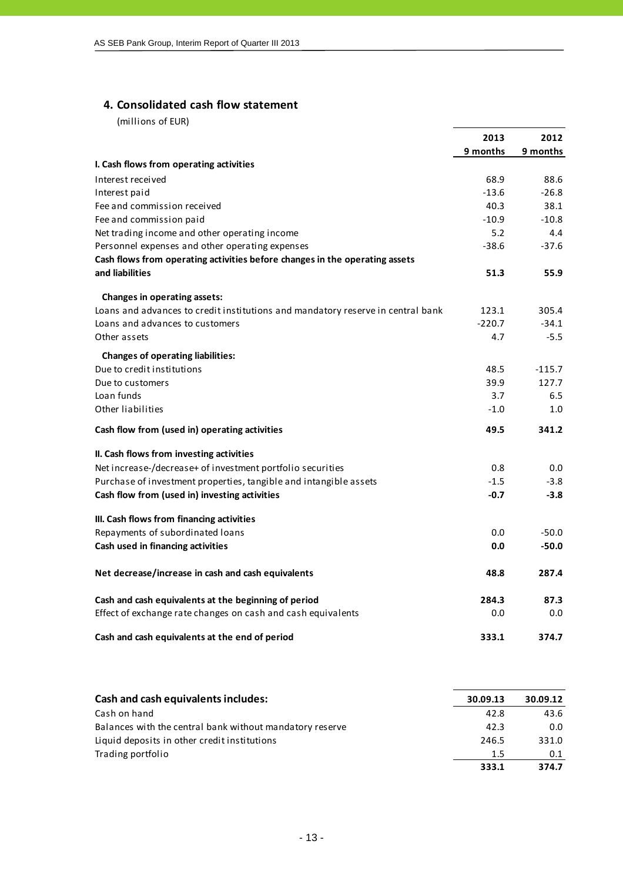## 4. Consolidated cash flow statement

(millions of EUR)

| | 2013 9 months | 2012 9 months |
|---|---|---|
| **I. Cash flows from operating activities** | | |
| Interest received | 68.9 | 88.6 |
| Interest paid | -13.6 | -26.8 |
| Fee and commission received | 40.3 | 38.1 |
| Fee and commission paid | -10.9 | -10.8 |
| Net trading income and other operating income | 5.2 | 4.4 |
| Personnel expenses and other operating expenses | -38.6 | -37.6 |
| **Cash flows from operating activities before changes in the operating assets and liabilities** | **51.3** | **55.9** |
| **Changes in operating assets:** | | |
| Loans and advances to credit institutions and mandatory reserve in central bank | 123.1 | 305.4 |
| Loans and advances to customers | -220.7 | -34.1 |
| Other assets | 4.7 | -5.5 |
| **Changes of operating liabilities:** | | |
| Due to credit institutions | 48.5 | -115.7 |
| Due to customers | 39.9 | 127.7 |
| Loan funds | 3.7 | 6.5 |
| Other liabilities | -1.0 | 1.0 |
| **Cash flow from (used in) operating activities** | **49.5** | **341.2** |
| **II. Cash flows from investing activities** | | |
| Net increase-/decrease+ of investment portfolio securities | 0.8 | 0.0 |
| Purchase of investment properties, tangible and intangible assets | -1.5 | -3.8 |
| **Cash flow from (used in) investing activities** | **-0.7** | **-3.8** |
| **III. Cash flows from financing activities** | | |
| Repayments of subordinated loans | 0.0 | -50.0 |
| **Cash used in financing activities** | **0.0** | **-50.0** |
| **Net decrease/increase in cash and cash equivalents** | **48.8** | **287.4** |
| **Cash and cash equivalents at the beginning of period** | **284.3** | **87.3** |
| Effect of exchange rate changes on cash and cash equivalents | 0.0 | 0.0 |
| **Cash and cash equivalents at the end of period** | **333.1** | **374.7** |

| **Cash and cash equivalents includes:** | 30.09.13 | 30.09.12 |
|---|---|---|
| Cash on hand | 42.8 | 43.6 |
| Balances with the central bank without mandatory reserve | 42.3 | 0.0 |
| Liquid deposits in other credit institutions | 246.5 | 331.0 |
| Trading portfolio | 1.5 | 0.1 |
| | **333.1** | **374.7** |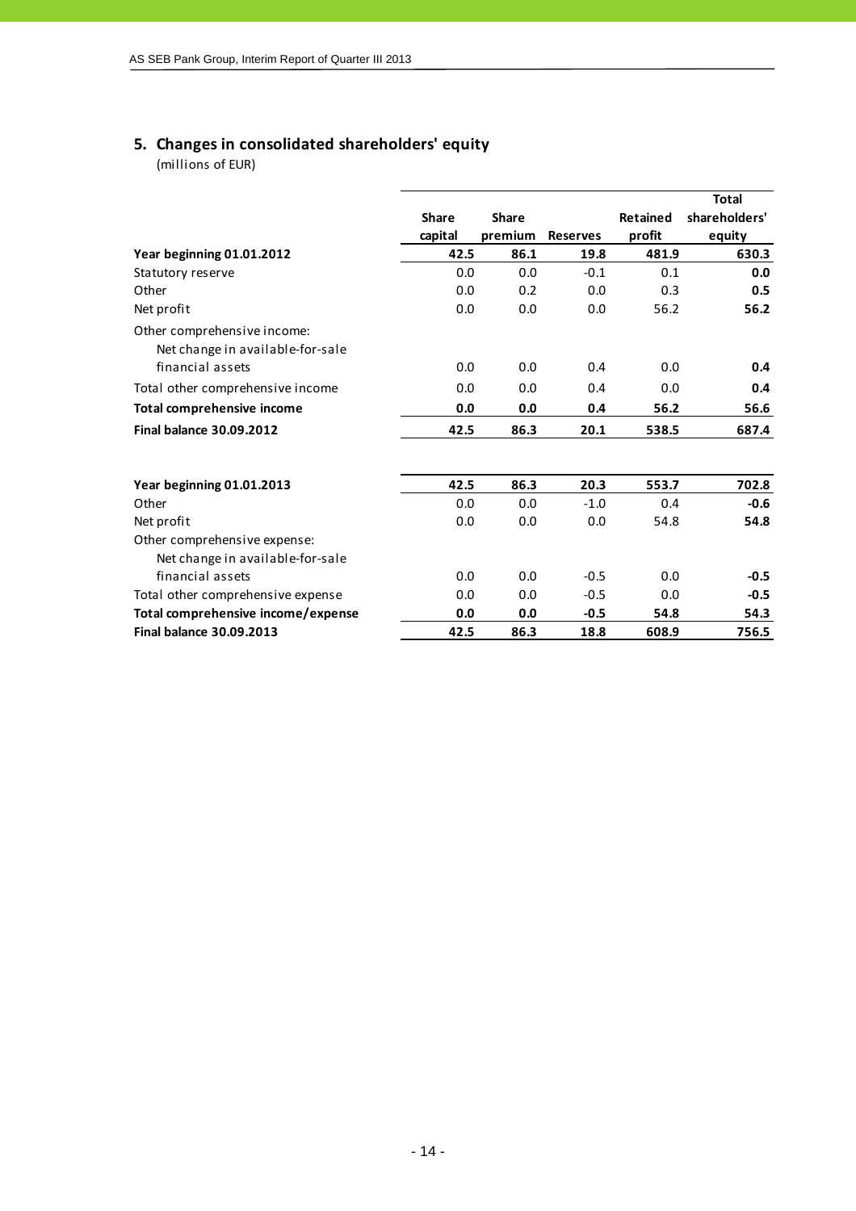## 5. Changes in consolidated shareholders' equity

(millions of EUR)

| | Share capital | Share premium | Reserves | Retained profit | Total shareholders' equity |
|---|---|---|---|---|---|
| **Year beginning 01.01.2012** | **42.5** | **86.1** | **19.8** | **481.9** | **630.3** |
| Statutory reserve | 0.0 | 0.0 | -0.1 | 0.1 | **0.0** |
| Other | 0.0 | 0.2 | 0.0 | 0.3 | **0.5** |
| Net profit | 0.0 | 0.0 | 0.0 | 56.2 | **56.2** |
| Other comprehensive income: | | | | | |
| Net change in available-for-sale financial assets | 0.0 | 0.0 | 0.4 | 0.0 | **0.4** |
| Total other comprehensive income | 0.0 | 0.0 | 0.4 | 0.0 | **0.4** |
| **Total comprehensive income** | **0.0** | **0.0** | **0.4** | **56.2** | **56.6** |
| **Final balance 30.09.2012** | **42.5** | **86.3** | **20.1** | **538.5** | **687.4** |
| | | | | | |
| **Year beginning 01.01.2013** | **42.5** | **86.3** | **20.3** | **553.7** | **702.8** |
| Other | 0.0 | 0.0 | -1.0 | 0.4 | **-0.6** |
| Net profit | 0.0 | 0.0 | 0.0 | 54.8 | **54.8** |
| Other comprehensive expense: | | | | | |
| Net change in available-for-sale financial assets | 0.0 | 0.0 | -0.5 | 0.0 | **-0.5** |
| Total other comprehensive expense | 0.0 | 0.0 | -0.5 | 0.0 | **-0.5** |
| **Total comprehensive income/expense** | **0.0** | **0.0** | **-0.5** | **54.8** | **54.3** |
| **Final balance 30.09.2013** | **42.5** | **86.3** | **18.8** | **608.9** | **756.5** |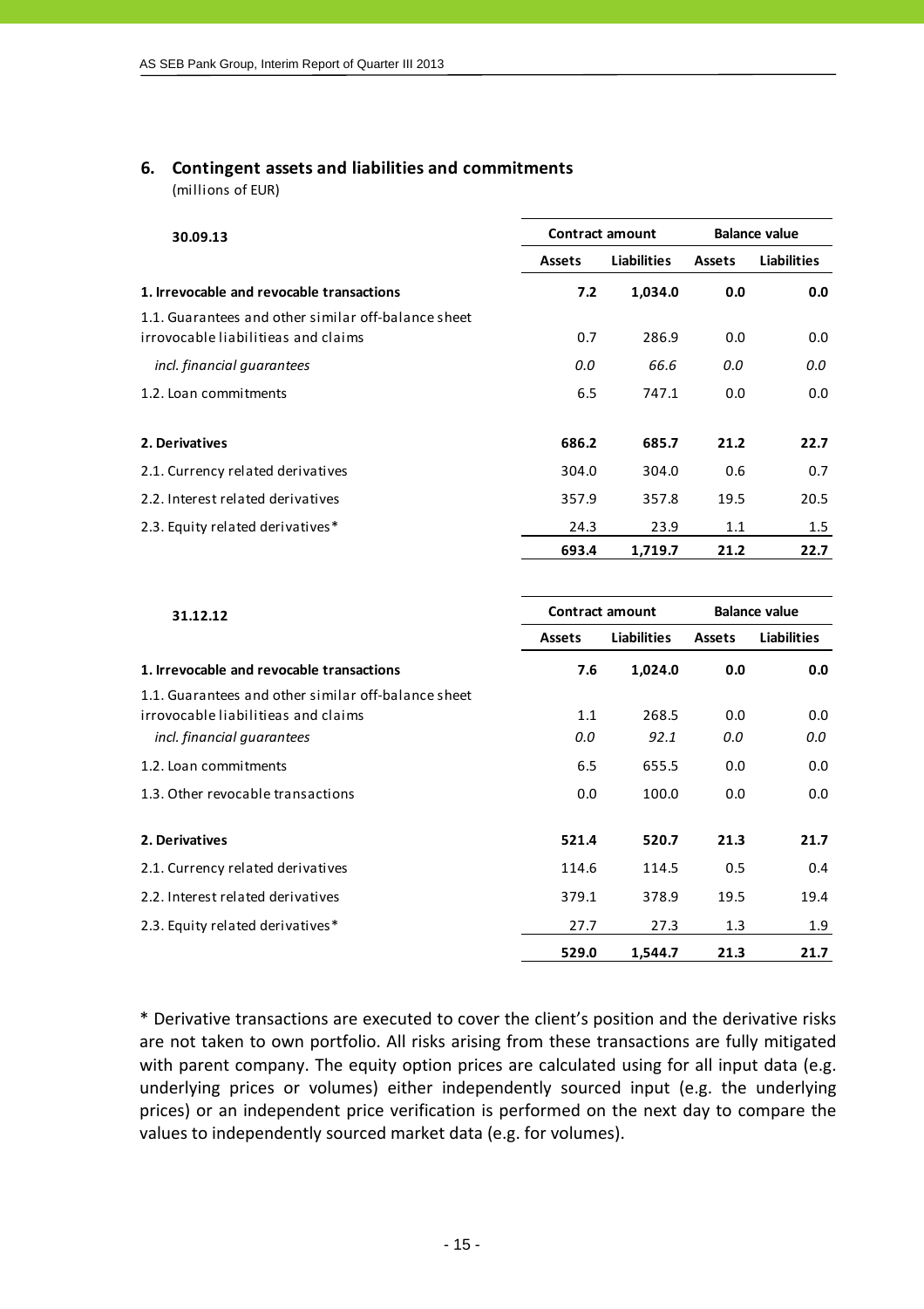## 6. Contingent assets and liabilities and commitments

(millions of EUR)

| 30.09.13 | Contract amount | | Balance value | |
|---|---|---|---|---|
| | Assets | Liabilities | Assets | Liabilities |
| **1. Irrevocable and revocable transactions** | **7.2** | **1,034.0** | **0.0** | **0.0** |
| 1.1. Guarantees and other similar off-balance sheet irrovocable liabilitieas and claims | 0.7 | 286.9 | 0.0 | 0.0 |
| *incl. financial guarantees* | *0.0* | *66.6* | *0.0* | *0.0* |
| 1.2. Loan commitments | 6.5 | 747.1 | 0.0 | 0.0 |
| **2. Derivatives** | **686.2** | **685.7** | **21.2** | **22.7** |
| 2.1. Currency related derivatives | 304.0 | 304.0 | 0.6 | 0.7 |
| 2.2. Interest related derivatives | 357.9 | 357.8 | 19.5 | 20.5 |
| 2.3. Equity related derivatives* | 24.3 | 23.9 | 1.1 | 1.5 |
| | **693.4** | **1,719.7** | **21.2** | **22.7** |

| 31.12.12 | Contract amount | | Balance value | |
|---|---|---|---|---|
| | Assets | Liabilities | Assets | Liabilities |
| **1. Irrevocable and revocable transactions** | **7.6** | **1,024.0** | **0.0** | **0.0** |
| 1.1. Guarantees and other similar off-balance sheet irrovocable liabilitieas and claims | 1.1 | 268.5 | 0.0 | 0.0 |
| *incl. financial guarantees* | *0.0* | *92.1* | *0.0* | *0.0* |
| 1.2. Loan commitments | 6.5 | 655.5 | 0.0 | 0.0 |
| 1.3. Other revocable transactions | 0.0 | 100.0 | 0.0 | 0.0 |
| **2. Derivatives** | **521.4** | **520.7** | **21.3** | **21.7** |
| 2.1. Currency related derivatives | 114.6 | 114.5 | 0.5 | 0.4 |
| 2.2. Interest related derivatives | 379.1 | 378.9 | 19.5 | 19.4 |
| 2.3. Equity related derivatives* | 27.7 | 27.3 | 1.3 | 1.9 |
| | **529.0** | **1,544.7** | **21.3** | **21.7** |

* Derivative transactions are executed to cover the client's position and the derivative risks are not taken to own portfolio. All risks arising from these transactions are fully mitigated with parent company. The equity option prices are calculated using for all input data (e.g. underlying prices or volumes) either independently sourced input (e.g. the underlying prices) or an independent price verification is performed on the next day to compare the values to independently sourced market data (e.g. for volumes).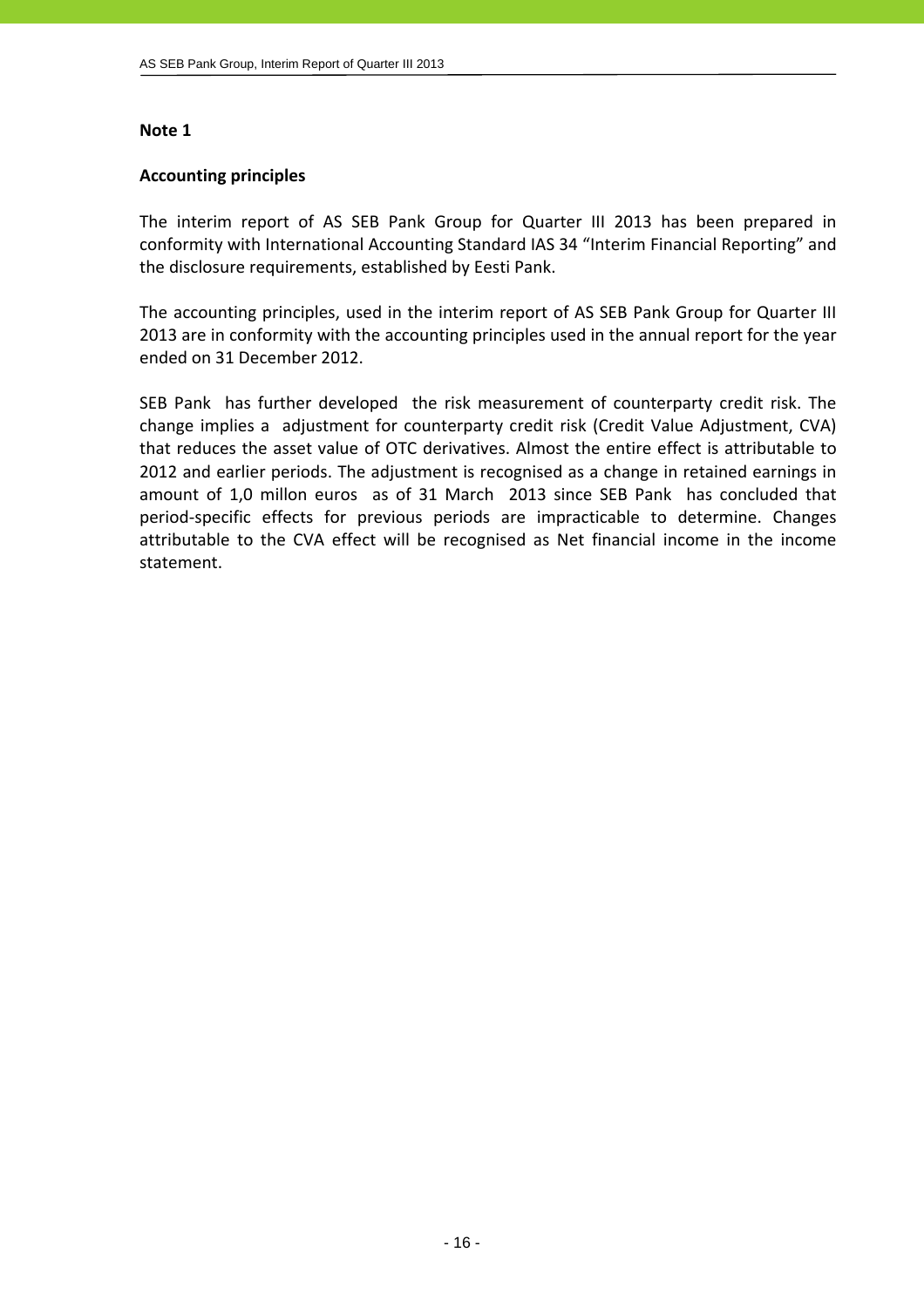## Note 1

### Accounting principles

The interim report of AS SEB Pank Group for Quarter III 2013 has been prepared in conformity with International Accounting Standard IAS 34 "Interim Financial Reporting" and the disclosure requirements, established by Eesti Pank.

The accounting principles, used in the interim report of AS SEB Pank Group for Quarter III 2013 are in conformity with the accounting principles used in the annual report for the year ended on 31 December 2012.

SEB Pank has further developed the risk measurement of counterparty credit risk. The change implies a adjustment for counterparty credit risk (Credit Value Adjustment, CVA) that reduces the asset value of OTC derivatives. Almost the entire effect is attributable to 2012 and earlier periods. The adjustment is recognised as a change in retained earnings in amount of 1,0 millon euros as of 31 March 2013 since SEB Pank has concluded that period-specific effects for previous periods are impracticable to determine. Changes attributable to the CVA effect will be recognised as Net financial income in the income statement.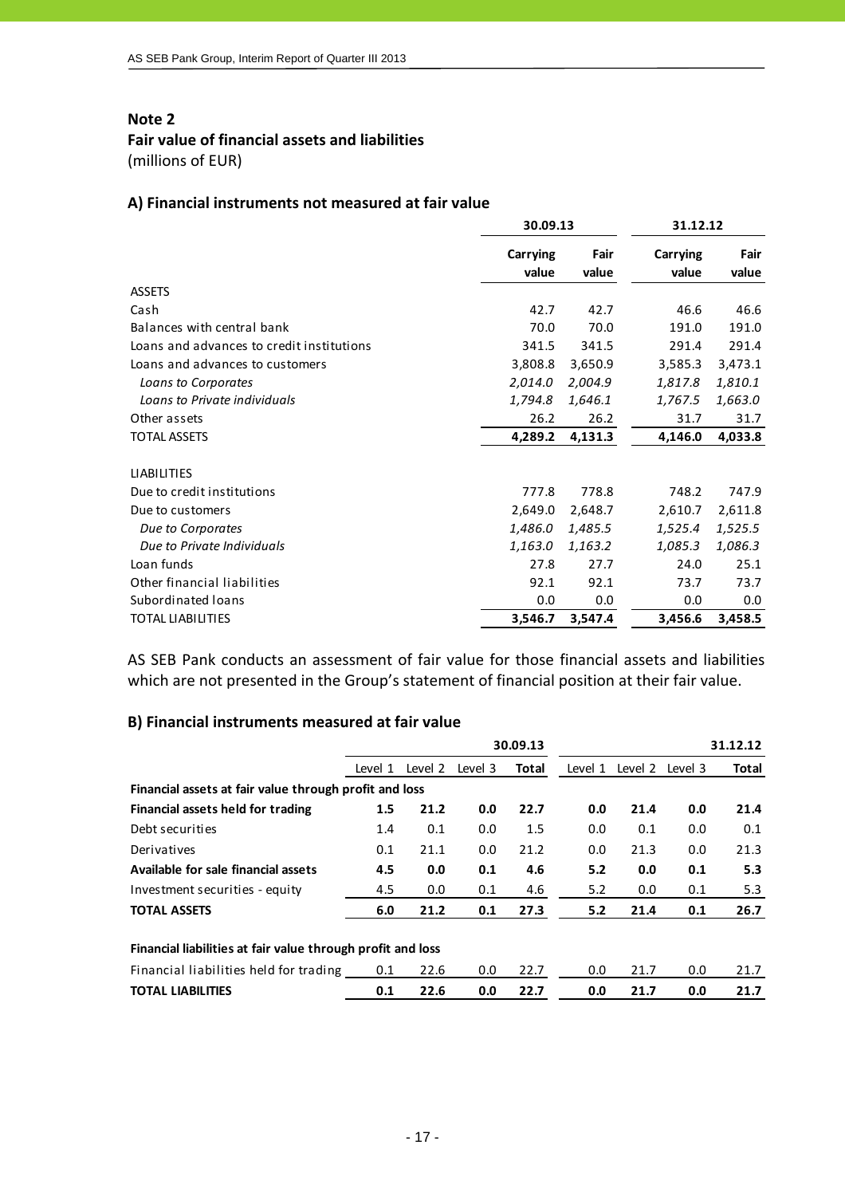## Note 2
## Fair value of financial assets and liabilities
(millions of EUR)

### A) Financial instruments not measured at fair value

| | 30.09.13 | | 31.12.12 | |
|---|---|---|---|---|
| | **Carrying value** | **Fair value** | **Carrying value** | **Fair value** |
| ASSETS | | | | |
| Cash | 42.7 | 42.7 | 46.6 | 46.6 |
| Balances with central bank | 70.0 | 70.0 | 191.0 | 191.0 |
| Loans and advances to credit institutions | 341.5 | 341.5 | 291.4 | 291.4 |
| Loans and advances to customers | 3,808.8 | 3,650.9 | 3,585.3 | 3,473.1 |
| *Loans to Corporates* | *2,014.0* | *2,004.9* | *1,817.8* | *1,810.1* |
| *Loans to Private individuals* | *1,794.8* | *1,646.1* | *1,767.5* | *1,663.0* |
| Other assets | 26.2 | 26.2 | 31.7 | 31.7 |
| TOTAL ASSETS | **4,289.2** | **4,131.3** | **4,146.0** | **4,033.8** |
| | | | | |
| LIABILITIES | | | | |
| Due to credit institutions | 777.8 | 778.8 | 748.2 | 747.9 |
| Due to customers | 2,649.0 | 2,648.7 | 2,610.7 | 2,611.8 |
| *Due to Corporates* | *1,486.0* | *1,485.5* | *1,525.4* | *1,525.5* |
| *Due to Private Individuals* | *1,163.0* | *1,163.2* | *1,085.3* | *1,086.3* |
| Loan funds | 27.8 | 27.7 | 24.0 | 25.1 |
| Other financial liabilities | 92.1 | 92.1 | 73.7 | 73.7 |
| Subordinated loans | 0.0 | 0.0 | 0.0 | 0.0 |
| TOTAL LIABILITIES | **3,546.7** | **3,547.4** | **3,456.6** | **3,458.5** |

AS SEB Pank conducts an assessment of fair value for those financial assets and liabilities which are not presented in the Group's statement of financial position at their fair value.

### B) Financial instruments measured at fair value

| | 30.09.13 | | | | 31.12.12 | | | |
|---|---|---|---|---|---|---|---|---|
| | Level 1 | Level 2 | Level 3 | **Total** | Level 1 | Level 2 | Level 3 | **Total** |
| **Financial assets at fair value through profit and loss** | | | | | | | | |
| **Financial assets held for trading** | **1.5** | **21.2** | **0.0** | **22.7** | **0.0** | **21.4** | **0.0** | **21.4** |
| Debt securities | 1.4 | 0.1 | 0.0 | 1.5 | 0.0 | 0.1 | 0.0 | 0.1 |
| Derivatives | 0.1 | 21.1 | 0.0 | 21.2 | 0.0 | 21.3 | 0.0 | 21.3 |
| **Available for sale financial assets** | **4.5** | **0.0** | **0.1** | **4.6** | **5.2** | **0.0** | **0.1** | **5.3** |
| Investment securities - equity | 4.5 | 0.0 | 0.1 | 4.6 | 5.2 | 0.0 | 0.1 | 5.3 |
| **TOTAL ASSETS** | **6.0** | **21.2** | **0.1** | **27.3** | **5.2** | **21.4** | **0.1** | **26.7** |
| | | | | | | | | |
| **Financial liabilities at fair value through profit and loss** | | | | | | | | |
| Financial liabilities held for trading | 0.1 | 22.6 | 0.0 | 22.7 | 0.0 | 21.7 | 0.0 | 21.7 |
| **TOTAL LIABILITIES** | **0.1** | **22.6** | **0.0** | **22.7** | **0.0** | **21.7** | **0.0** | **21.7** |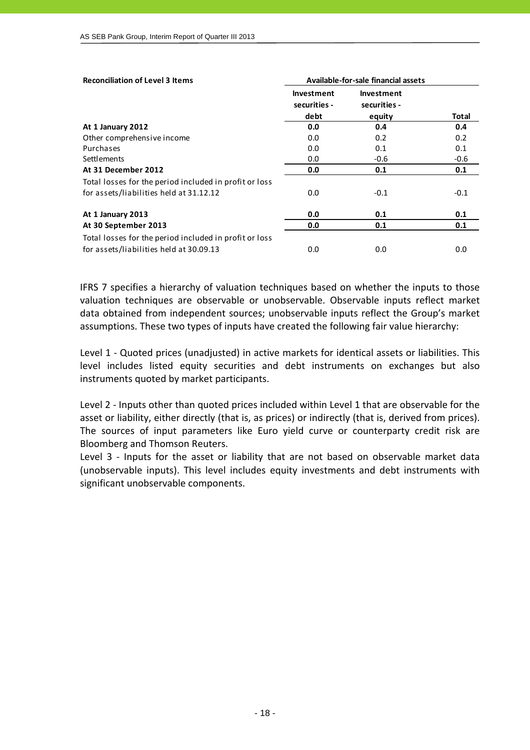| Reconciliation of Level 3 Items | Available-for-sale financial assets | | |
|---|---|---|---|
| | Investment securities - debt | Investment securities - equity | Total |
| **At 1 January 2012** | **0.0** | **0.4** | **0.4** |
| Other comprehensive income | 0.0 | 0.2 | 0.2 |
| Purchases | 0.0 | 0.1 | 0.1 |
| Settlements | 0.0 | -0.6 | -0.6 |
| **At 31 December 2012** | **0.0** | **0.1** | **0.1** |
| Total losses for the period included in profit or loss for assets/liabilities held at 31.12.12 | 0.0 | -0.1 | -0.1 |
| **At 1 January 2013** | **0.0** | **0.1** | **0.1** |
| **At 30 September 2013** | **0.0** | **0.1** | **0.1** |
| Total losses for the period included in profit or loss for assets/liabilities held at 30.09.13 | 0.0 | 0.0 | 0.0 |

IFRS 7 specifies a hierarchy of valuation techniques based on whether the inputs to those valuation techniques are observable or unobservable. Observable inputs reflect market data obtained from independent sources; unobservable inputs reflect the Group's market assumptions. These two types of inputs have created the following fair value hierarchy:

Level 1 - Quoted prices (unadjusted) in active markets for identical assets or liabilities. This level includes listed equity securities and debt instruments on exchanges but also instruments quoted by market participants.

Level 2 - Inputs other than quoted prices included within Level 1 that are observable for the asset or liability, either directly (that is, as prices) or indirectly (that is, derived from prices). The sources of input parameters like Euro yield curve or counterparty credit risk are Bloomberg and Thomson Reuters.

Level 3 - Inputs for the asset or liability that are not based on observable market data (unobservable inputs). This level includes equity investments and debt instruments with significant unobservable components.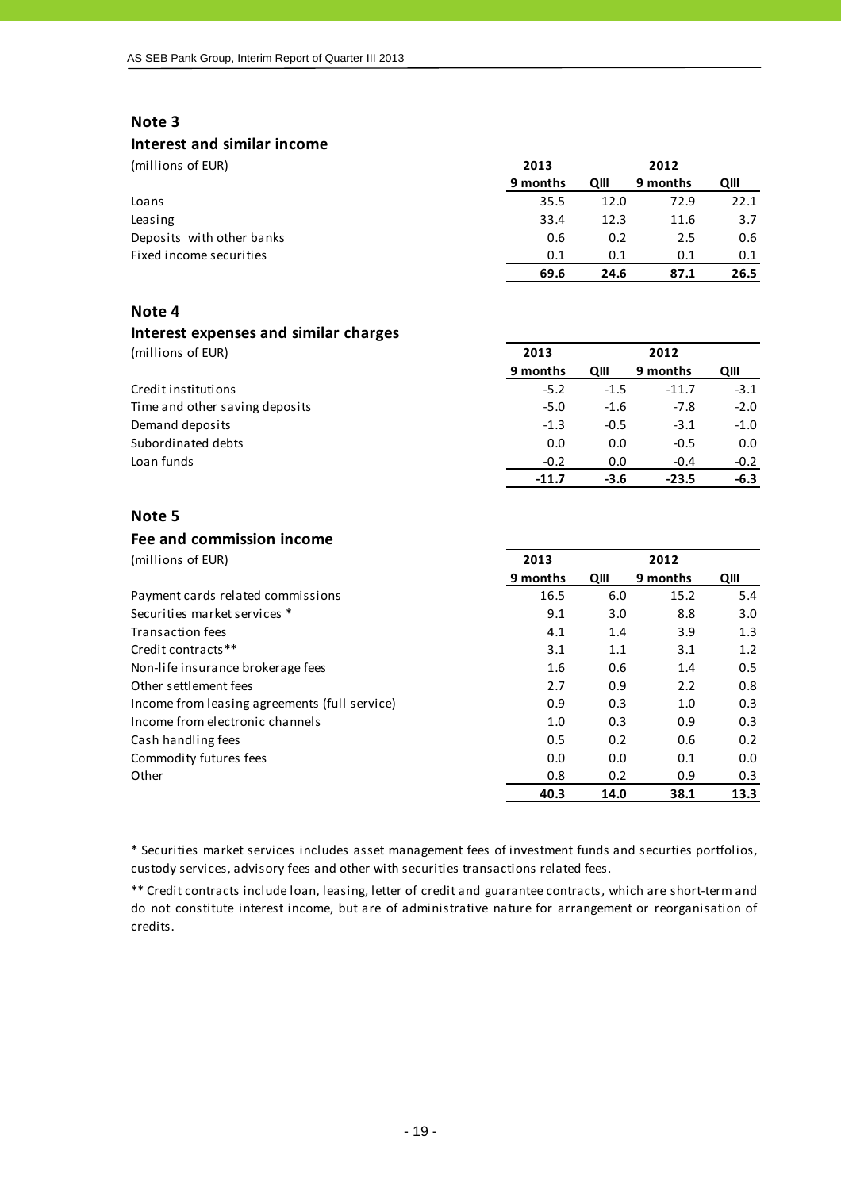## Note 3

### Interest and similar income

| (millions of EUR) | 2013 | | 2012 | |
|---|---|---|---|---|
| | 9 months | QIII | 9 months | QIII |
| Loans | 35.5 | 12.0 | 72.9 | 22.1 |
| Leasing | 33.4 | 12.3 | 11.6 | 3.7 |
| Deposits with other banks | 0.6 | 0.2 | 2.5 | 0.6 |
| Fixed income securities | 0.1 | 0.1 | 0.1 | 0.1 |
| | **69.6** | **24.6** | **87.1** | **26.5** |

## Note 4

### Interest expenses and similar charges

| (millions of EUR) | 2013 | | 2012 | |
|---|---|---|---|---|
| | 9 months | QIII | 9 months | QIII |
| Credit institutions | -5.2 | -1.5 | -11.7 | -3.1 |
| Time and other saving deposits | -5.0 | -1.6 | -7.8 | -2.0 |
| Demand deposits | -1.3 | -0.5 | -3.1 | -1.0 |
| Subordinated debts | 0.0 | 0.0 | -0.5 | 0.0 |
| Loan funds | -0.2 | 0.0 | -0.4 | -0.2 |
| | **-11.7** | **-3.6** | **-23.5** | **-6.3** |

## Note 5

### Fee and commission income

| (millions of EUR) | 2013 | | 2012 | |
|---|---|---|---|---|
| | 9 months | QIII | 9 months | QIII |
| Payment cards related commissions | 16.5 | 6.0 | 15.2 | 5.4 |
| Securities market services * | 9.1 | 3.0 | 8.8 | 3.0 |
| Transaction fees | 4.1 | 1.4 | 3.9 | 1.3 |
| Credit contracts** | 3.1 | 1.1 | 3.1 | 1.2 |
| Non-life insurance brokerage fees | 1.6 | 0.6 | 1.4 | 0.5 |
| Other settlement fees | 2.7 | 0.9 | 2.2 | 0.8 |
| Income from leasing agreements (full service) | 0.9 | 0.3 | 1.0 | 0.3 |
| Income from electronic channels | 1.0 | 0.3 | 0.9 | 0.3 |
| Cash handling fees | 0.5 | 0.2 | 0.6 | 0.2 |
| Commodity futures fees | 0.0 | 0.0 | 0.1 | 0.0 |
| Other | 0.8 | 0.2 | 0.9 | 0.3 |
| | **40.3** | **14.0** | **38.1** | **13.3** |

* Securities market services includes asset management fees of investment funds and securties portfolios, custody services, advisory fees and other with securities transactions related fees.

** Credit contracts include loan, leasing, letter of credit and guarantee contracts, which are short-term and do not constitute interest income, but are of administrative nature for arrangement or reorganisation of credits.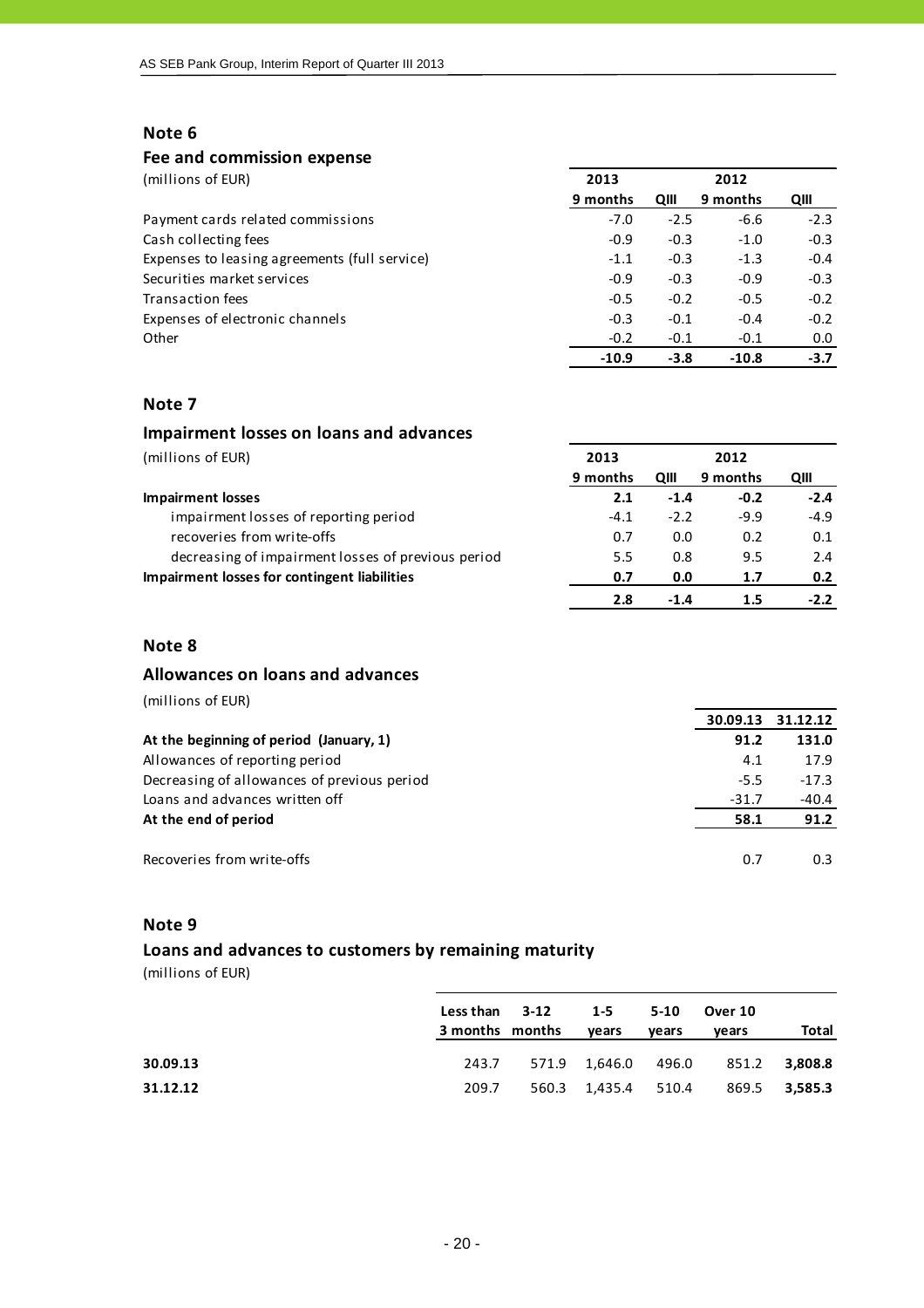## Note 6

### Fee and commission expense

(millions of EUR)

| | 2013 | | 2012 | |
|---|---|---|---|---|
| | 9 months | QIII | 9 months | QIII |
| Payment cards related commissions | -7.0 | -2.5 | -6.6 | -2.3 |
| Cash collecting fees | -0.9 | -0.3 | -1.0 | -0.3 |
| Expenses to leasing agreements (full service) | -1.1 | -0.3 | -1.3 | -0.4 |
| Securities market services | -0.9 | -0.3 | -0.9 | -0.3 |
| Transaction fees | -0.5 | -0.2 | -0.5 | -0.2 |
| Expenses of electronic channels | -0.3 | -0.1 | -0.4 | -0.2 |
| Other | -0.2 | -0.1 | -0.1 | 0.0 |
| | **-10.9** | **-3.8** | **-10.8** | **-3.7** |

## Note 7

### Impairment losses on loans and advances

(millions of EUR)

| | 2013 | | 2012 | |
|---|---|---|---|---|
| | 9 months | QIII | 9 months | QIII |
| **Impairment losses** | **2.1** | **-1.4** | **-0.2** | **-2.4** |
| impairment losses of reporting period | -4.1 | -2.2 | -9.9 | -4.9 |
| recoveries from write-offs | 0.7 | 0.0 | 0.2 | 0.1 |
| decreasing of impairment losses of previous period | 5.5 | 0.8 | 9.5 | 2.4 |
| **Impairment losses for contingent liabilities** | **0.7** | **0.0** | **1.7** | **0.2** |
| | **2.8** | **-1.4** | **1.5** | **-2.2** |

## Note 8

### Allowances on loans and advances

(millions of EUR)

| | 30.09.13 | 31.12.12 |
|---|---|---|
| **At the beginning of period (January, 1)** | **91.2** | **131.0** |
| Allowances of reporting period | 4.1 | 17.9 |
| Decreasing of allowances of previous period | -5.5 | -17.3 |
| Loans and advances written off | -31.7 | -40.4 |
| **At the end of period** | **58.1** | **91.2** |
| | | |
| Recoveries from write-offs | 0.7 | 0.3 |

## Note 9

### Loans and advances to customers by remaining maturity

(millions of EUR)

| | Less than 3 months | 3-12 months | 1-5 years | 5-10 years | Over 10 years | Total |
|---|---|---|---|---|---|---|
| **30.09.13** | 243.7 | 571.9 | 1,646.0 | 496.0 | 851.2 | **3,808.8** |
| **31.12.12** | 209.7 | 560.3 | 1,435.4 | 510.4 | 869.5 | **3,585.3** |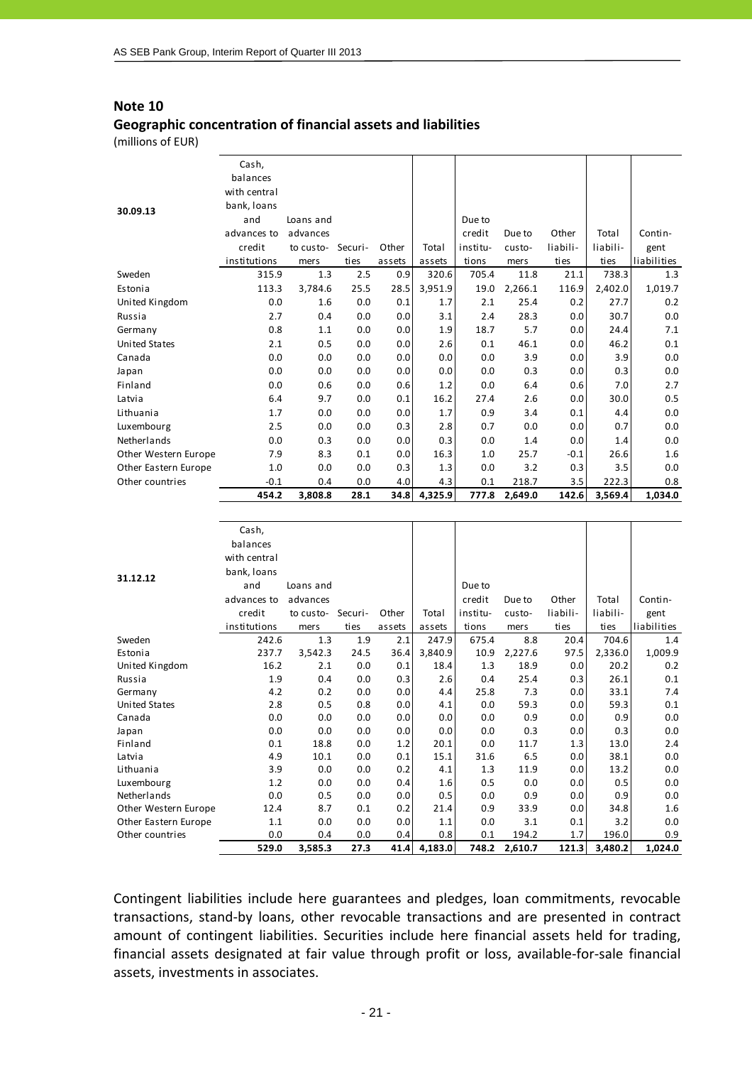## Note 10

### Geographic concentration of financial assets and liabilities

(millions of EUR)

| 30.09.13 | Cash, balances with central bank, loans and advances to credit institutions | Loans and advances to customers | Securities | Other assets | Total assets | Due to credit institutions | Due to customers | Other liabilities | Total liabilities | Contingent liabilities |
|---|---|---|---|---|---|---|---|---|---|---|
| Sweden | 315.9 | 1.3 | 2.5 | 0.9 | 320.6 | 705.4 | 11.8 | 21.1 | 738.3 | 1.3 |
| Estonia | 113.3 | 3,784.6 | 25.5 | 28.5 | 3,951.9 | 19.0 | 2,266.1 | 116.9 | 2,402.0 | 1,019.7 |
| United Kingdom | 0.0 | 1.6 | 0.0 | 0.1 | 1.7 | 2.1 | 25.4 | 0.2 | 27.7 | 0.2 |
| Russia | 2.7 | 0.4 | 0.0 | 0.0 | 3.1 | 2.4 | 28.3 | 0.0 | 30.7 | 0.0 |
| Germany | 0.8 | 1.1 | 0.0 | 0.0 | 1.9 | 18.7 | 5.7 | 0.0 | 24.4 | 7.1 |
| United States | 2.1 | 0.5 | 0.0 | 0.0 | 2.6 | 0.1 | 46.1 | 0.0 | 46.2 | 0.1 |
| Canada | 0.0 | 0.0 | 0.0 | 0.0 | 0.0 | 0.0 | 3.9 | 0.0 | 3.9 | 0.0 |
| Japan | 0.0 | 0.0 | 0.0 | 0.0 | 0.0 | 0.0 | 0.3 | 0.0 | 0.3 | 0.0 |
| Finland | 0.0 | 0.6 | 0.0 | 0.6 | 1.2 | 0.0 | 6.4 | 0.6 | 7.0 | 2.7 |
| Latvia | 6.4 | 9.7 | 0.0 | 0.1 | 16.2 | 27.4 | 2.6 | 0.0 | 30.0 | 0.5 |
| Lithuania | 1.7 | 0.0 | 0.0 | 0.0 | 1.7 | 0.9 | 3.4 | 0.1 | 4.4 | 0.0 |
| Luxembourg | 2.5 | 0.0 | 0.0 | 0.3 | 2.8 | 0.7 | 0.0 | 0.0 | 0.7 | 0.0 |
| Netherlands | 0.0 | 0.3 | 0.0 | 0.0 | 0.3 | 0.0 | 1.4 | 0.0 | 1.4 | 0.0 |
| Other Western Europe | 7.9 | 8.3 | 0.1 | 0.0 | 16.3 | 1.0 | 25.7 | -0.1 | 26.6 | 1.6 |
| Other Eastern Europe | 1.0 | 0.0 | 0.0 | 0.3 | 1.3 | 0.0 | 3.2 | 0.3 | 3.5 | 0.0 |
| Other countries | -0.1 | 0.4 | 0.0 | 4.0 | 4.3 | 0.1 | 218.7 | 3.5 | 222.3 | 0.8 |
| | **454.2** | **3,808.8** | **28.1** | **34.8** | **4,325.9** | **777.8** | **2,649.0** | **142.6** | **3,569.4** | **1,034.0** |

| 31.12.12 | Cash, balances with central bank, loans and advances to credit institutions | Loans and advances to customers | Securities | Other assets | Total assets | Due to credit institutions | Due to customers | Other liabilities | Total liabilities | Contingent liabilities |
|---|---|---|---|---|---|---|---|---|---|---|
| Sweden | 242.6 | 1.3 | 1.9 | 2.1 | 247.9 | 675.4 | 8.8 | 20.4 | 704.6 | 1.4 |
| Estonia | 237.7 | 3,542.3 | 24.5 | 36.4 | 3,840.9 | 10.9 | 2,227.6 | 97.5 | 2,336.0 | 1,009.9 |
| United Kingdom | 16.2 | 2.1 | 0.0 | 0.1 | 18.4 | 1.3 | 18.9 | 0.0 | 20.2 | 0.2 |
| Russia | 1.9 | 0.4 | 0.0 | 0.3 | 2.6 | 0.4 | 25.4 | 0.3 | 26.1 | 0.1 |
| Germany | 4.2 | 0.2 | 0.0 | 0.0 | 4.4 | 25.8 | 7.3 | 0.0 | 33.1 | 7.4 |
| United States | 2.8 | 0.5 | 0.8 | 0.0 | 4.1 | 0.0 | 59.3 | 0.0 | 59.3 | 0.1 |
| Canada | 0.0 | 0.0 | 0.0 | 0.0 | 0.0 | 0.0 | 0.9 | 0.0 | 0.9 | 0.0 |
| Japan | 0.0 | 0.0 | 0.0 | 0.0 | 0.0 | 0.0 | 0.3 | 0.0 | 0.3 | 0.0 |
| Finland | 0.1 | 18.8 | 0.0 | 1.2 | 20.1 | 0.0 | 11.7 | 1.3 | 13.0 | 2.4 |
| Latvia | 4.9 | 10.1 | 0.0 | 0.1 | 15.1 | 31.6 | 6.5 | 0.0 | 38.1 | 0.0 |
| Lithuania | 3.9 | 0.0 | 0.0 | 0.2 | 4.1 | 1.3 | 11.9 | 0.0 | 13.2 | 0.0 |
| Luxembourg | 1.2 | 0.0 | 0.0 | 0.4 | 1.6 | 0.5 | 0.0 | 0.0 | 0.5 | 0.0 |
| Netherlands | 0.0 | 0.5 | 0.0 | 0.0 | 0.5 | 0.0 | 0.9 | 0.0 | 0.9 | 0.0 |
| Other Western Europe | 12.4 | 8.7 | 0.1 | 0.2 | 21.4 | 0.9 | 33.9 | 0.0 | 34.8 | 1.6 |
| Other Eastern Europe | 1.1 | 0.0 | 0.0 | 0.0 | 1.1 | 0.0 | 3.1 | 0.1 | 3.2 | 0.0 |
| Other countries | 0.0 | 0.4 | 0.0 | 0.4 | 0.8 | 0.1 | 194.2 | 1.7 | 196.0 | 0.9 |
| | **529.0** | **3,585.3** | **27.3** | **41.4** | **4,183.0** | **748.2** | **2,610.7** | **121.3** | **3,480.2** | **1,024.0** |

Contingent liabilities include here guarantees and pledges, loan commitments, revocable transactions, stand-by loans, other revocable transactions and are presented in contract amount of contingent liabilities. Securities include here financial assets held for trading, financial assets designated at fair value through profit or loss, available-for-sale financial assets, investments in associates.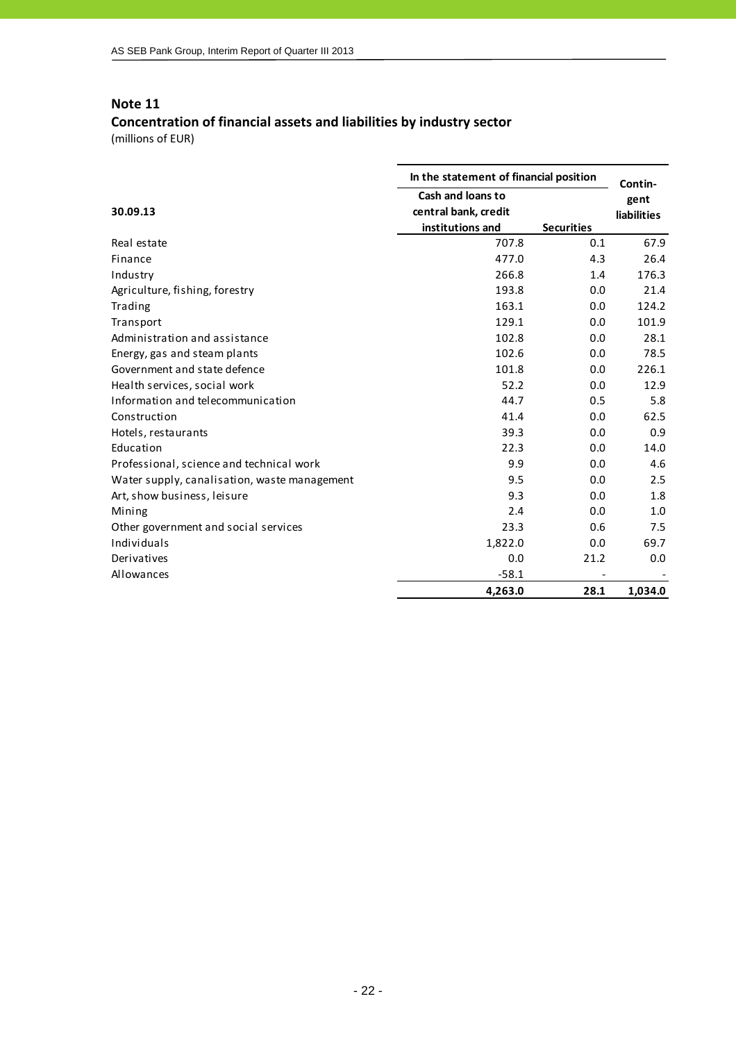## Note 11

### Concentration of financial assets and liabilities by industry sector

(millions of EUR)

| 30.09.13 | In the statement of financial position | | Contin-gent liabilities |
|---|---|---|---|
| | Cash and loans to central bank, credit institutions and | Securities | |
| Real estate | 707.8 | 0.1 | 67.9 |
| Finance | 477.0 | 4.3 | 26.4 |
| Industry | 266.8 | 1.4 | 176.3 |
| Agriculture, fishing, forestry | 193.8 | 0.0 | 21.4 |
| Trading | 163.1 | 0.0 | 124.2 |
| Transport | 129.1 | 0.0 | 101.9 |
| Administration and assistance | 102.8 | 0.0 | 28.1 |
| Energy, gas and steam plants | 102.6 | 0.0 | 78.5 |
| Government and state defence | 101.8 | 0.0 | 226.1 |
| Health services, social work | 52.2 | 0.0 | 12.9 |
| Information and telecommunication | 44.7 | 0.5 | 5.8 |
| Construction | 41.4 | 0.0 | 62.5 |
| Hotels, restaurants | 39.3 | 0.0 | 0.9 |
| Education | 22.3 | 0.0 | 14.0 |
| Professional, science and technical work | 9.9 | 0.0 | 4.6 |
| Water supply, canalisation, waste management | 9.5 | 0.0 | 2.5 |
| Art, show business, leisure | 9.3 | 0.0 | 1.8 |
| Mining | 2.4 | 0.0 | 1.0 |
| Other government and social services | 23.3 | 0.6 | 7.5 |
| Individuals | 1,822.0 | 0.0 | 69.7 |
| Derivatives | 0.0 | 21.2 | 0.0 |
| Allowances | -58.1 | - | - |
| | **4,263.0** | **28.1** | **1,034.0** |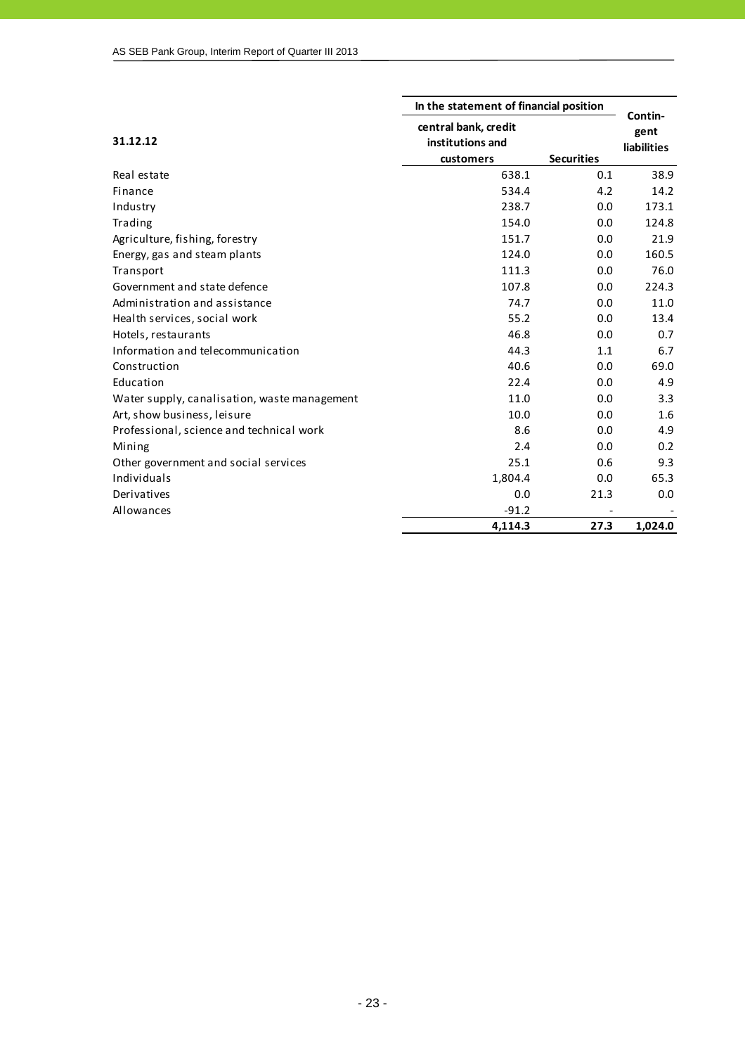| 31.12.12 | In the statement of financial position | | Contin-gent liabilities |
|---|---|---|---|
| | central bank, credit institutions and customers | Securities | |
| Real estate | 638.1 | 0.1 | 38.9 |
| Finance | 534.4 | 4.2 | 14.2 |
| Industry | 238.7 | 0.0 | 173.1 |
| Trading | 154.0 | 0.0 | 124.8 |
| Agriculture, fishing, forestry | 151.7 | 0.0 | 21.9 |
| Energy, gas and steam plants | 124.0 | 0.0 | 160.5 |
| Transport | 111.3 | 0.0 | 76.0 |
| Government and state defence | 107.8 | 0.0 | 224.3 |
| Administration and assistance | 74.7 | 0.0 | 11.0 |
| Health services, social work | 55.2 | 0.0 | 13.4 |
| Hotels, restaurants | 46.8 | 0.0 | 0.7 |
| Information and telecommunication | 44.3 | 1.1 | 6.7 |
| Construction | 40.6 | 0.0 | 69.0 |
| Education | 22.4 | 0.0 | 4.9 |
| Water supply, canalisation, waste management | 11.0 | 0.0 | 3.3 |
| Art, show business, leisure | 10.0 | 0.0 | 1.6 |
| Professional, science and technical work | 8.6 | 0.0 | 4.9 |
| Mining | 2.4 | 0.0 | 0.2 |
| Other government and social services | 25.1 | 0.6 | 9.3 |
| Individuals | 1,804.4 | 0.0 | 65.3 |
| Derivatives | 0.0 | 21.3 | 0.0 |
| Allowances | -91.2 | - | - |
| | **4,114.3** | **27.3** | **1,024.0** |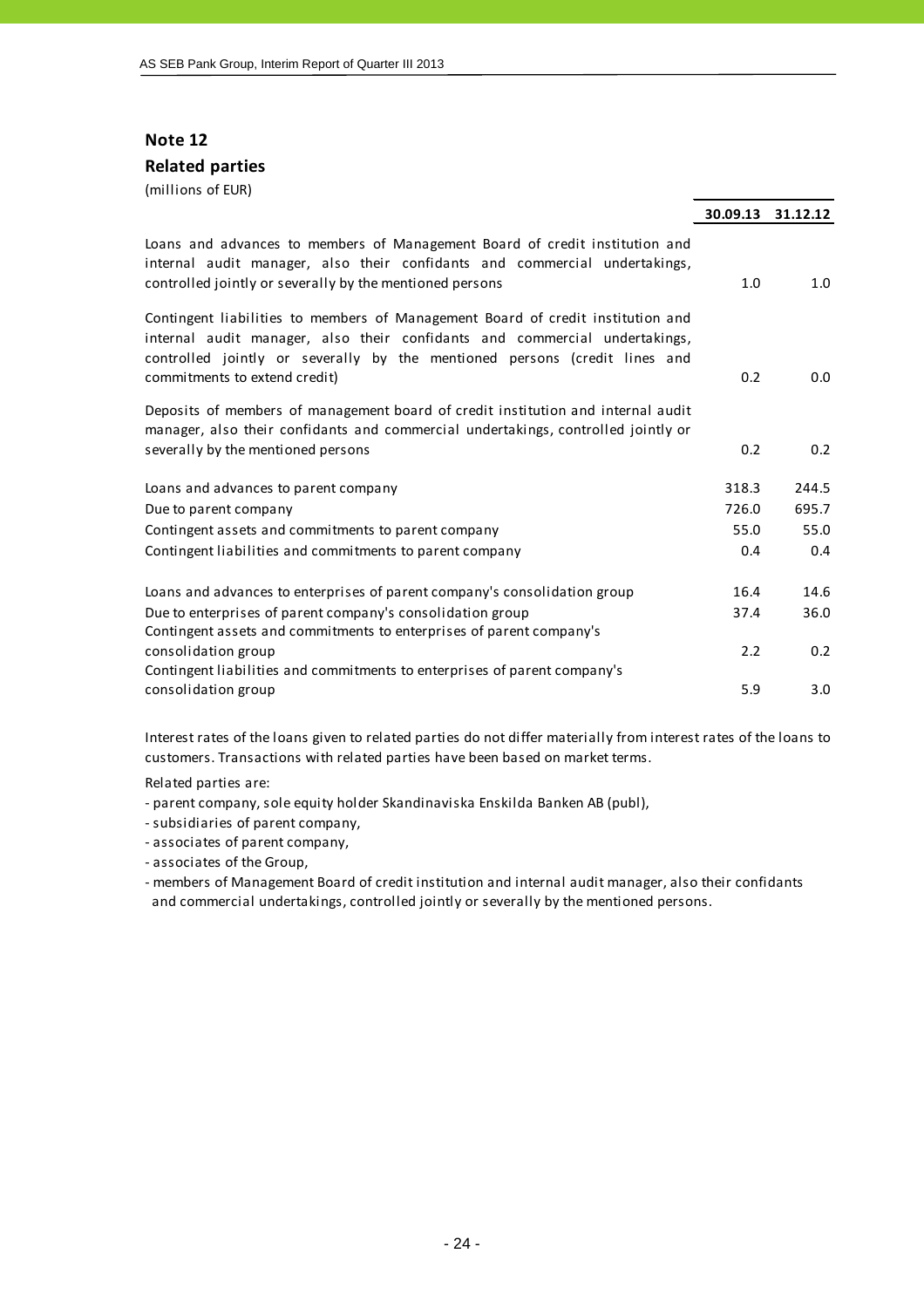## Note 12

## Related parties

(millions of EUR)

| | 30.09.13 | 31.12.12 |
|---|---|---|
| Loans and advances to members of Management Board of credit institution and internal audit manager, also their confidants and commercial undertakings, controlled jointly or severally by the mentioned persons | 1.0 | 1.0 |
| Contingent liabilities to members of Management Board of credit institution and internal audit manager, also their confidants and commercial undertakings, controlled jointly or severally by the mentioned persons (credit lines and commitments to extend credit) | 0.2 | 0.0 |
| Deposits of members of management board of credit institution and internal audit manager, also their confidants and commercial undertakings, controlled jointly or severally by the mentioned persons | 0.2 | 0.2 |
| Loans and advances to parent company | 318.3 | 244.5 |
| Due to parent company | 726.0 | 695.7 |
| Contingent assets and commitments to parent company | 55.0 | 55.0 |
| Contingent liabilities and commitments to parent company | 0.4 | 0.4 |
| Loans and advances to enterprises of parent company's consolidation group | 16.4 | 14.6 |
| Due to enterprises of parent company's consolidation group | 37.4 | 36.0 |
| Contingent assets and commitments to enterprises of parent company's consolidation group | 2.2 | 0.2 |
| Contingent liabilities and commitments to enterprises of parent company's consolidation group | 5.9 | 3.0 |

Interest rates of the loans given to related parties do not differ materially from interest rates of the loans to customers. Transactions with related parties have been based on market terms.

Related parties are:

- parent company, sole equity holder Skandinaviska Enskilda Banken AB (publ),
- subsidiaries of parent company,
- associates of parent company,
- associates of the Group,
- members of Management Board of credit institution and internal audit manager, also their confidants and commercial undertakings, controlled jointly or severally by the mentioned persons.